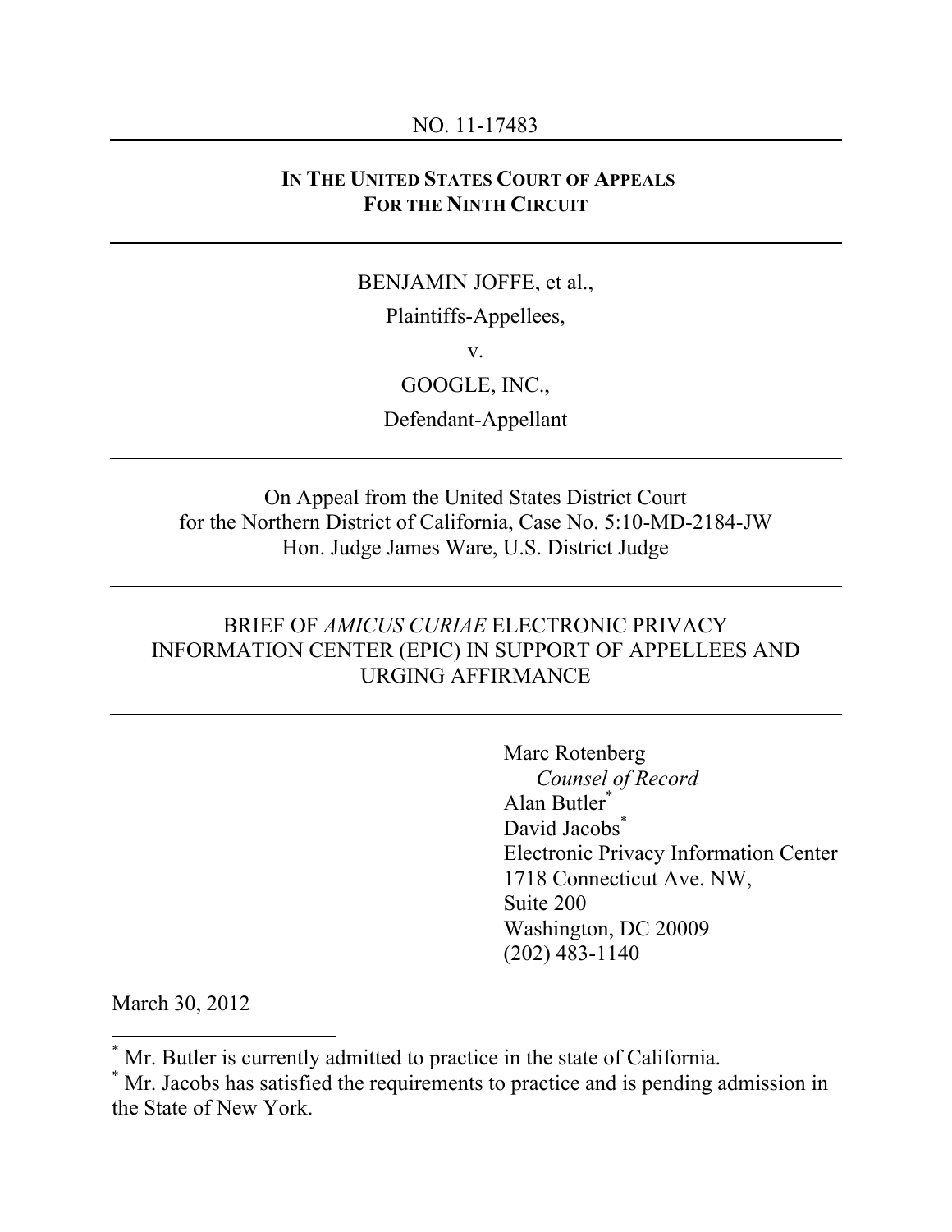NO. 11-17483

**IN THE UNITED STATES COURT OF APPEALS**
**FOR THE NINTH CIRCUIT**

---

BENJAMIN JOFFE, et al.,

Plaintiffs-Appellees,

v.

GOOGLE, INC.,

Defendant-Appellant

---

On Appeal from the United States District Court
for the Northern District of California, Case No. 5:10-MD-2184-JW
Hon. Judge James Ware, U.S. District Judge

---

BRIEF OF *AMICUS CURIAE* ELECTRONIC PRIVACY INFORMATION CENTER (EPIC) IN SUPPORT OF APPELLEES AND URGING AFFIRMANCE

---

Marc Rotenberg
*Counsel of Record*
Alan Butler*
David Jacobs*
Electronic Privacy Information Center
1718 Connecticut Ave. NW,
Suite 200
Washington, DC 20009
(202) 483-1140

March 30, 2012

---

* Mr. Butler is currently admitted to practice in the state of California.

* Mr. Jacobs has satisfied the requirements to practice and is pending admission in the State of New York.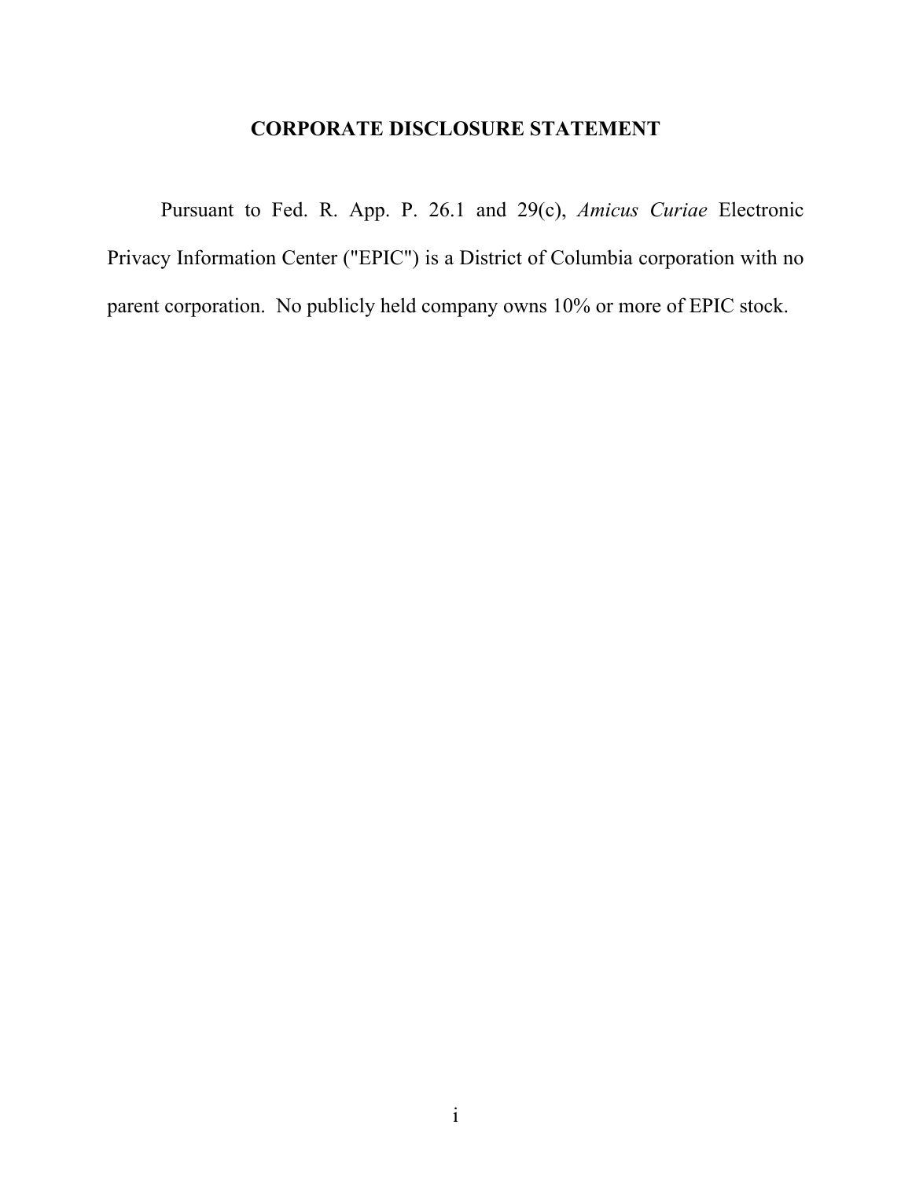## CORPORATE DISCLOSURE STATEMENT

Pursuant to Fed. R. App. P. 26.1 and 29(c), *Amicus Curiae* Electronic Privacy Information Center ("EPIC") is a District of Columbia corporation with no parent corporation. No publicly held company owns 10% or more of EPIC stock.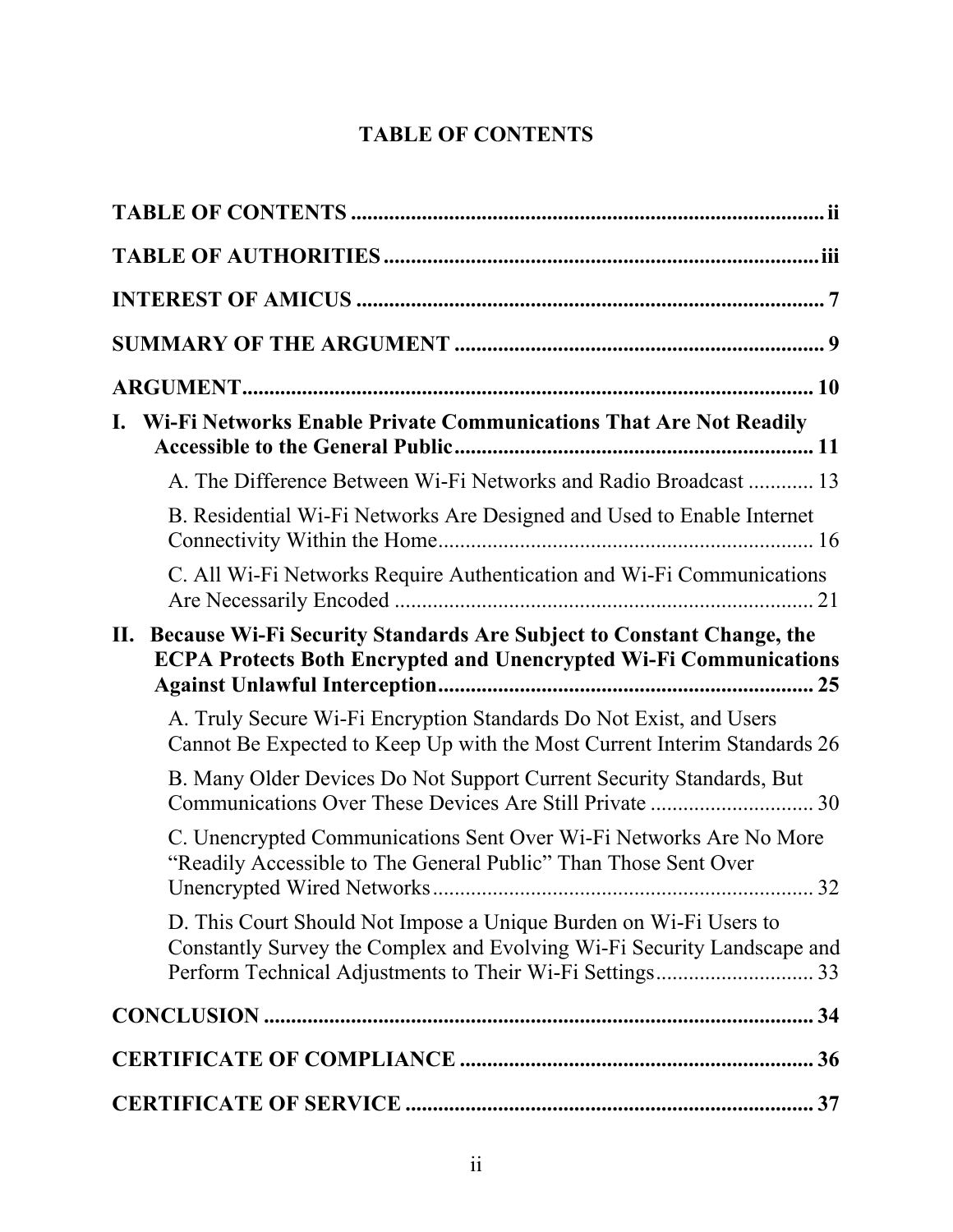## TABLE OF CONTENTS

**TABLE OF CONTENTS** .......... **ii**

**TABLE OF AUTHORITIES** .......... **iii**

**INTEREST OF AMICUS** .......... **7**

**SUMMARY OF THE ARGUMENT** .......... **9**

**ARGUMENT** .......... **10**

**I. Wi-Fi Networks Enable Private Communications That Are Not Readily Accessible to the General Public** .......... **11**

- A. The Difference Between Wi-Fi Networks and Radio Broadcast .......... 13
- B. Residential Wi-Fi Networks Are Designed and Used to Enable Internet Connectivity Within the Home .......... 16
- C. All Wi-Fi Networks Require Authentication and Wi-Fi Communications Are Necessarily Encoded .......... 21

**II. Because Wi-Fi Security Standards Are Subject to Constant Change, the ECPA Protects Both Encrypted and Unencrypted Wi-Fi Communications Against Unlawful Interception** .......... **25**

- A. Truly Secure Wi-Fi Encryption Standards Do Not Exist, and Users Cannot Be Expected to Keep Up with the Most Current Interim Standards 26
- B. Many Older Devices Do Not Support Current Security Standards, But Communications Over These Devices Are Still Private .......... 30
- C. Unencrypted Communications Sent Over Wi-Fi Networks Are No More "Readily Accessible to The General Public" Than Those Sent Over Unencrypted Wired Networks .......... 32
- D. This Court Should Not Impose a Unique Burden on Wi-Fi Users to Constantly Survey the Complex and Evolving Wi-Fi Security Landscape and Perform Technical Adjustments to Their Wi-Fi Settings .......... 33

**CONCLUSION** .......... **34**

**CERTIFICATE OF COMPLIANCE** .......... **36**

**CERTIFICATE OF SERVICE** .......... **37**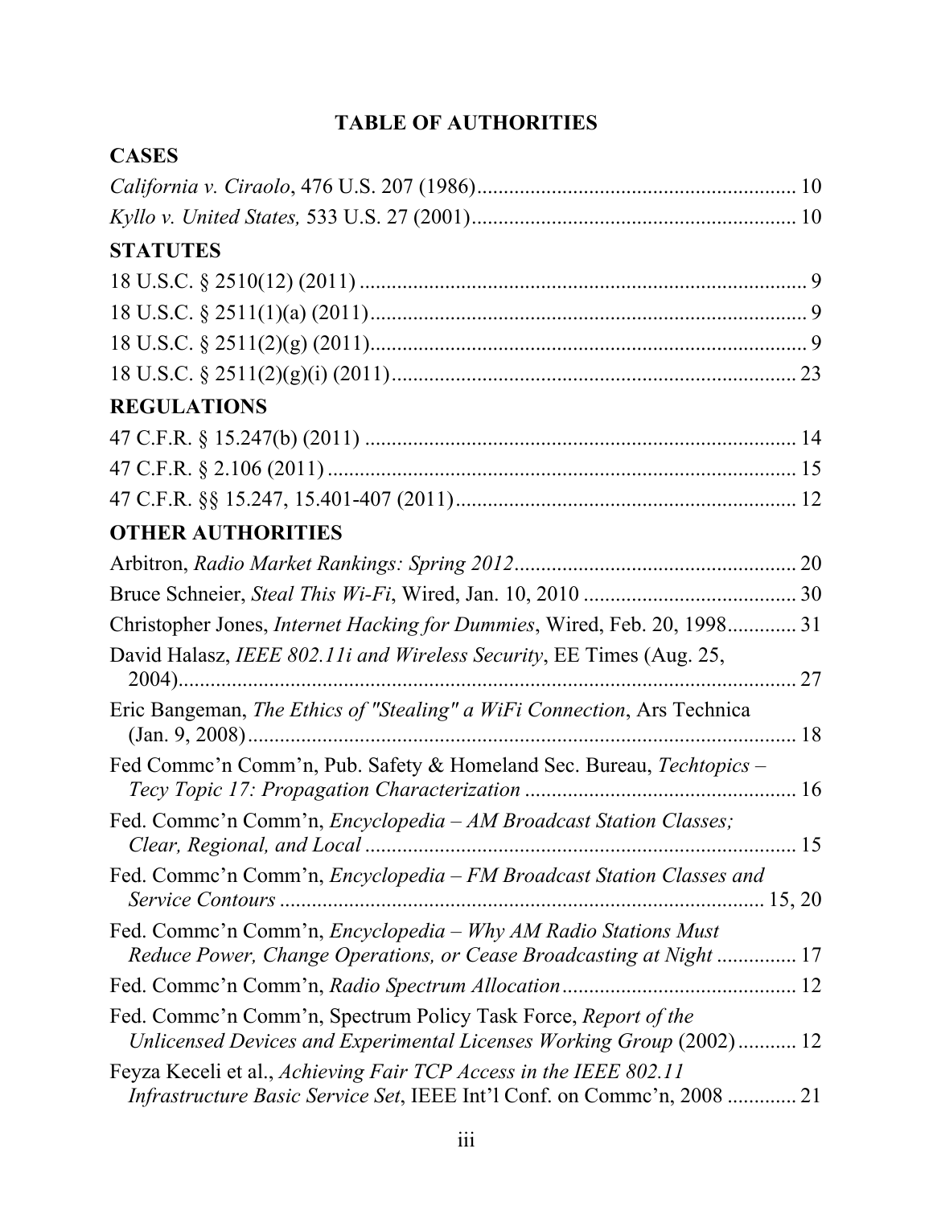# TABLE OF AUTHORITIES

## CASES

*California v. Ciraolo*, 476 U.S. 207 (1986)............................................................ 10

*Kyllo v. United States,* 533 U.S. 27 (2001)............................................................. 10

## STATUTES

18 U.S.C. § 2510(12) (2011) .................................................................................... 9

18 U.S.C. § 2511(1)(a) (2011).................................................................................. 9

18 U.S.C. § 2511(2)(g) (2011).................................................................................. 9

18 U.S.C. § 2511(2)(g)(i) (2011)............................................................................ 23

## REGULATIONS

47 C.F.R. § 15.247(b) (2011) ................................................................................. 14

47 C.F.R. § 2.106 (2011) ........................................................................................ 15

47 C.F.R. §§ 15.247, 15.401-407 (2011)................................................................ 12

## OTHER AUTHORITIES

Arbitron, *Radio Market Rankings: Spring 2012*..................................................... 20

Bruce Schneier, *Steal This Wi-Fi*, Wired, Jan. 10, 2010 ......................................... 30

Christopher Jones, *Internet Hacking for Dummies*, Wired, Feb. 20, 1998............. 31

David Halasz, *IEEE 802.11i and Wireless Security*, EE Times (Aug. 25, 2004)..................................................................................................... 27

Eric Bangeman, *The Ethics of "Stealing" a WiFi Connection*, Ars Technica (Jan. 9, 2008)......................................................................................... 18

Fed Commc'n Comm'n, Pub. Safety & Homeland Sec. Bureau, *Techtopics – Tecy Topic 17: Propagation Characterization* .................................................. 16

Fed. Commc'n Comm'n, *Encyclopedia – AM Broadcast Station Classes; Clear, Regional, and Local* ................................................................................. 15

Fed. Commc'n Comm'n, *Encyclopedia – FM Broadcast Station Classes and Service Contours* ........................................................................................ 15, 20

Fed. Commc'n Comm'n, *Encyclopedia – Why AM Radio Stations Must Reduce Power, Change Operations, or Cease Broadcasting at Night* ............... 17

Fed. Commc'n Comm'n, *Radio Spectrum Allocation*............................................ 12

Fed. Commc'n Comm'n, Spectrum Policy Task Force, *Report of the Unlicensed Devices and Experimental Licenses Working Group* (2002)........... 12

Feyza Keceli et al., *Achieving Fair TCP Access in the IEEE 802.11 Infrastructure Basic Service Set*, IEEE Int'l Conf. on Commc'n, 2008 ............. 21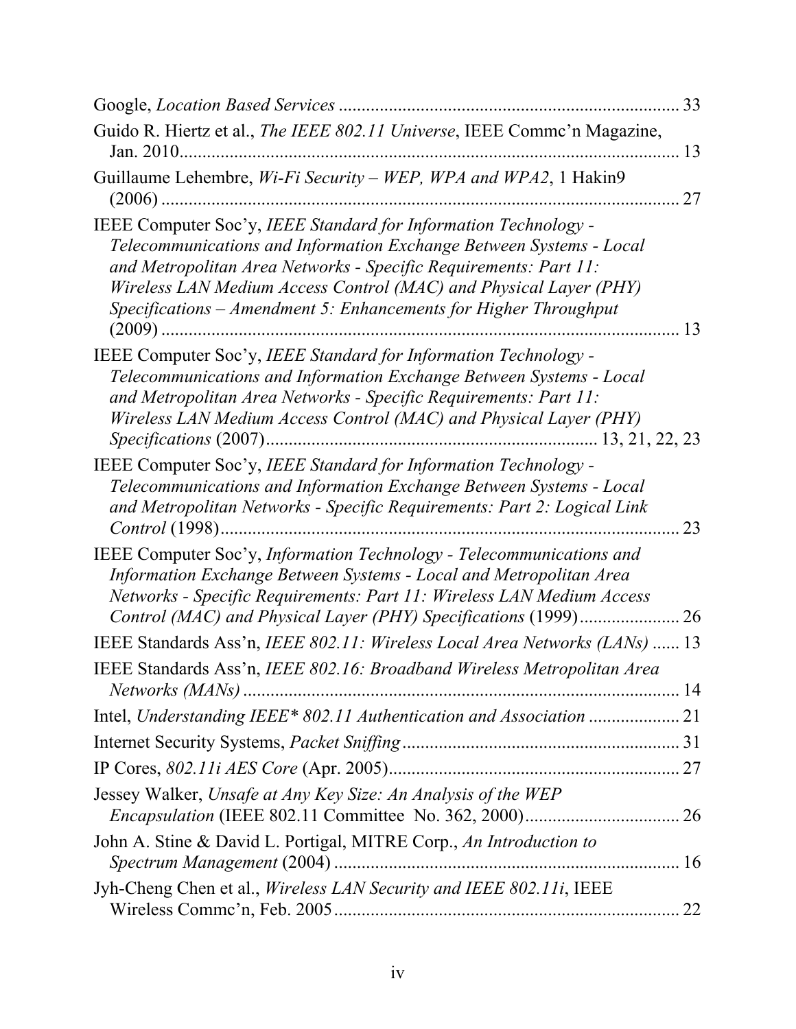Google, *Location Based Services* .......................................................................... 33

Guido R. Hiertz et al., *The IEEE 802.11 Universe*, IEEE Commc'n Magazine, Jan. 2010........................................................................................................... 13

Guillaume Lehembre, *Wi-Fi Security – WEP, WPA and WPA2*, 1 Hakin9 (2006) ................................................................................................................ 27

IEEE Computer Soc'y, *IEEE Standard for Information Technology - Telecommunications and Information Exchange Between Systems - Local and Metropolitan Area Networks - Specific Requirements: Part 11: Wireless LAN Medium Access Control (MAC) and Physical Layer (PHY) Specifications – Amendment 5: Enhancements for Higher Throughput* (2009) ................................................................................................................ 13

IEEE Computer Soc'y, *IEEE Standard for Information Technology - Telecommunications and Information Exchange Between Systems - Local and Metropolitan Area Networks - Specific Requirements: Part 11: Wireless LAN Medium Access Control (MAC) and Physical Layer (PHY) Specifications* (2007)........................................................................ 13, 21, 22, 23

IEEE Computer Soc'y, *IEEE Standard for Information Technology - Telecommunications and Information Exchange Between Systems - Local and Metropolitan Networks - Specific Requirements: Part 2: Logical Link Control* (1998)..................................................................................................... 23

IEEE Computer Soc'y, *Information Technology - Telecommunications and Information Exchange Between Systems - Local and Metropolitan Area Networks - Specific Requirements: Part 11: Wireless LAN Medium Access Control (MAC) and Physical Layer (PHY) Specifications* (1999)...................... 26

IEEE Standards Ass'n, *IEEE 802.11: Wireless Local Area Networks (LANs)* ...... 13

IEEE Standards Ass'n, *IEEE 802.16: Broadband Wireless Metropolitan Area Networks (MANs)* ................................................................................................ 14

Intel, *Understanding IEEE* 802.11 Authentication and Association* .................... 21

Internet Security Systems, *Packet Sniffing*............................................................ 31

IP Cores, *802.11i AES Core* (Apr. 2005)............................................................... 27

Jessey Walker, *Unsafe at Any Key Size: An Analysis of the WEP Encapsulation* (IEEE 802.11 Committee No. 362, 2000).................................. 26

John A. Stine & David L. Portigal, MITRE Corp., *An Introduction to Spectrum Management* (2004) ........................................................................... 16

Jyh-Cheng Chen et al., *Wireless LAN Security and IEEE 802.11i*, IEEE Wireless Commc'n, Feb. 2005........................................................................... 22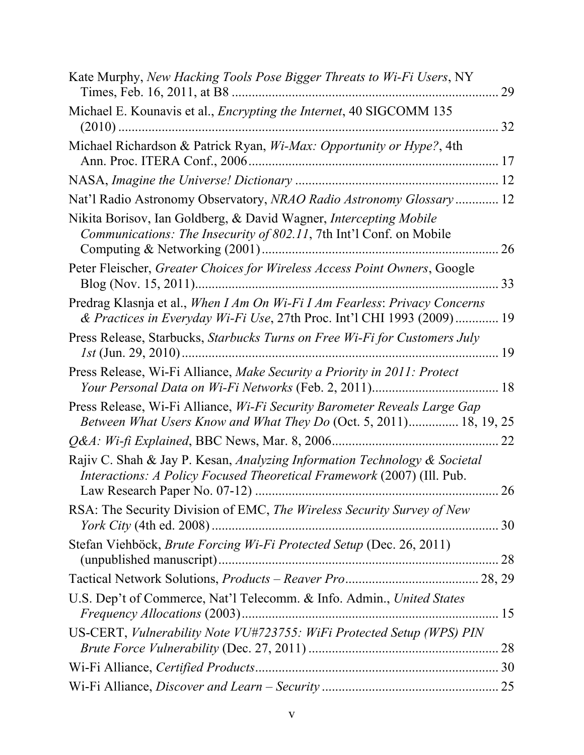Kate Murphy, *New Hacking Tools Pose Bigger Threats to Wi-Fi Users*, NY Times, Feb. 16, 2011, at B8 ................................................................................ 29

Michael E. Kounavis et al., *Encrypting the Internet*, 40 SIGCOMM 135 (2010) ................................................................................................................ 32

Michael Richardson & Patrick Ryan, *Wi-Max: Opportunity or Hype?*, 4th Ann. Proc. ITERA Conf., 2006 ........................................................................... 17

NASA, *Imagine the Universe! Dictionary* ............................................................ 12

Nat'l Radio Astronomy Observatory, *NRAO Radio Astronomy Glossary* ............. 12

Nikita Borisov, Ian Goldberg, & David Wagner, *Intercepting Mobile Communications: The Insecurity of 802.11*, 7th Int'l Conf. on Mobile Computing & Networking (2001) ...................................................................... 26

Peter Fleischer, *Greater Choices for Wireless Access Point Owners*, Google Blog (Nov. 15, 2011) ........................................................................................ 33

Predrag Klasnja et al., *When I Am On Wi-Fi I Am Fearless*: *Privacy Concerns & Practices in Everyday Wi-Fi Use*, 27th Proc. Int'l CHI 1993 (2009) ............. 19

Press Release, Starbucks, *Starbucks Turns on Free Wi-Fi for Customers July 1st* (Jun. 29, 2010) ............................................................................................ 19

Press Release, Wi-Fi Alliance, *Make Security a Priority in 2011: Protect Your Personal Data on Wi-Fi Networks* (Feb. 2, 2011) ...................................... 18

Press Release, Wi-Fi Alliance, *Wi-Fi Security Barometer Reveals Large Gap Between What Users Know and What They Do* (Oct. 5, 2011) .............. 18, 19, 25

*Q&A: Wi-fi Explained*, BBC News, Mar. 8, 2006 ................................................. 22

Rajiv C. Shah & Jay P. Kesan, *Analyzing Information Technology & Societal Interactions: A Policy Focused Theoretical Framework* (2007) (Ill. Pub. Law Research Paper No. 07-12) ........................................................................ 26

RSA: The Security Division of EMC, *The Wireless Security Survey of New York City* (4th ed. 2008) ...................................................................................... 30

Stefan Viehböck, *Brute Forcing Wi-Fi Protected Setup* (Dec. 26, 2011) (unpublished manuscript) .................................................................................... 28

Tactical Network Solutions, *Products – Reaver Pro* ....................................... 28, 29

U.S. Dep't of Commerce, Nat'l Telecomm. & Info. Admin., *United States Frequency Allocations* (2003) ............................................................................ 15

US-CERT, *Vulnerability Note VU#723755: WiFi Protected Setup (WPS) PIN Brute Force Vulnerability* (Dec. 27, 2011) ......................................................... 28

Wi-Fi Alliance, *Certified Products* ........................................................................ 30

Wi-Fi Alliance, *Discover and Learn – Security* ..................................................... 25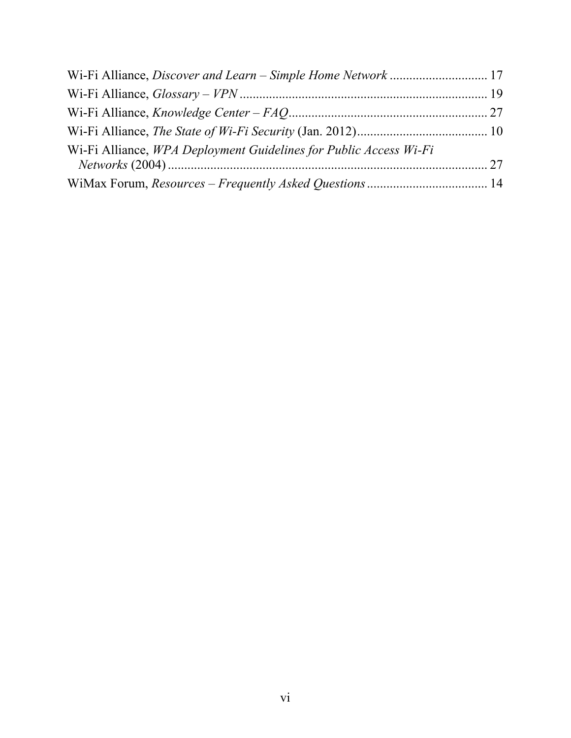Wi-Fi Alliance, *Discover and Learn – Simple Home Network* .............................. 17

Wi-Fi Alliance, *Glossary – VPN* ........................................................................... 19

Wi-Fi Alliance, *Knowledge Center – FAQ*............................................................ 27

Wi-Fi Alliance, *The State of Wi-Fi Security* (Jan. 2012)........................................ 10

Wi-Fi Alliance, *WPA Deployment Guidelines for Public Access Wi-Fi Networks* (2004) .................................................................................................. 27

WiMax Forum, *Resources – Frequently Asked Questions* ..................................... 14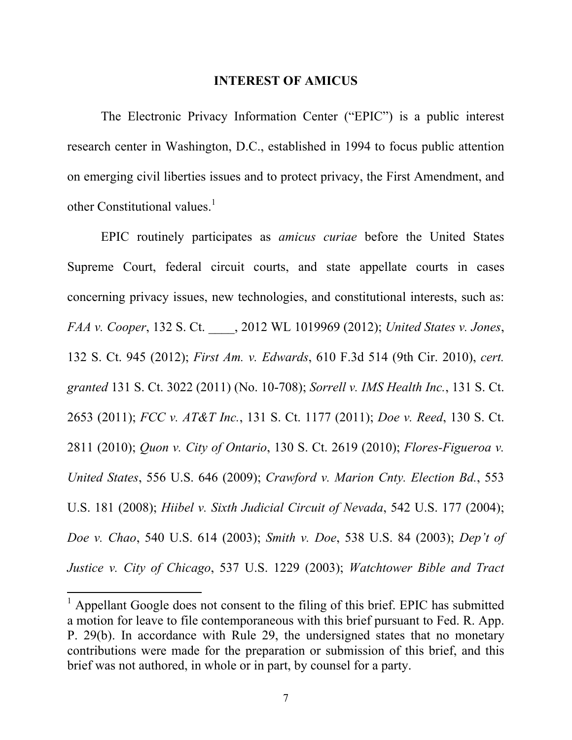## INTEREST OF AMICUS

The Electronic Privacy Information Center ("EPIC") is a public interest research center in Washington, D.C., established in 1994 to focus public attention on emerging civil liberties issues and to protect privacy, the First Amendment, and other Constitutional values.[1]

EPIC routinely participates as *amicus curiae* before the United States Supreme Court, federal circuit courts, and state appellate courts in cases concerning privacy issues, new technologies, and constitutional interests, such as: *FAA v. Cooper*, 132 S. Ct. ____, 2012 WL 1019969 (2012); *United States v. Jones*, 132 S. Ct. 945 (2012); *First Am. v. Edwards*, 610 F.3d 514 (9th Cir. 2010), *cert. granted* 131 S. Ct. 3022 (2011) (No. 10-708); *Sorrell v. IMS Health Inc.*, 131 S. Ct. 2653 (2011); *FCC v. AT&T Inc.*, 131 S. Ct. 1177 (2011); *Doe v. Reed*, 130 S. Ct. 2811 (2010); *Quon v. City of Ontario*, 130 S. Ct. 2619 (2010); *Flores-Figueroa v. United States*, 556 U.S. 646 (2009); *Crawford v. Marion Cnty. Election Bd.*, 553 U.S. 181 (2008); *Hiibel v. Sixth Judicial Circuit of Nevada*, 542 U.S. 177 (2004); *Doe v. Chao*, 540 U.S. 614 (2003); *Smith v. Doe*, 538 U.S. 84 (2003); *Dep't of Justice v. City of Chicago*, 537 U.S. 1229 (2003); *Watchtower Bible and Tract*

---

[1] Appellant Google does not consent to the filing of this brief. EPIC has submitted a motion for leave to file contemporaneous with this brief pursuant to Fed. R. App. P. 29(b). In accordance with Rule 29, the undersigned states that no monetary contributions were made for the preparation or submission of this brief, and this brief was not authored, in whole or in part, by counsel for a party.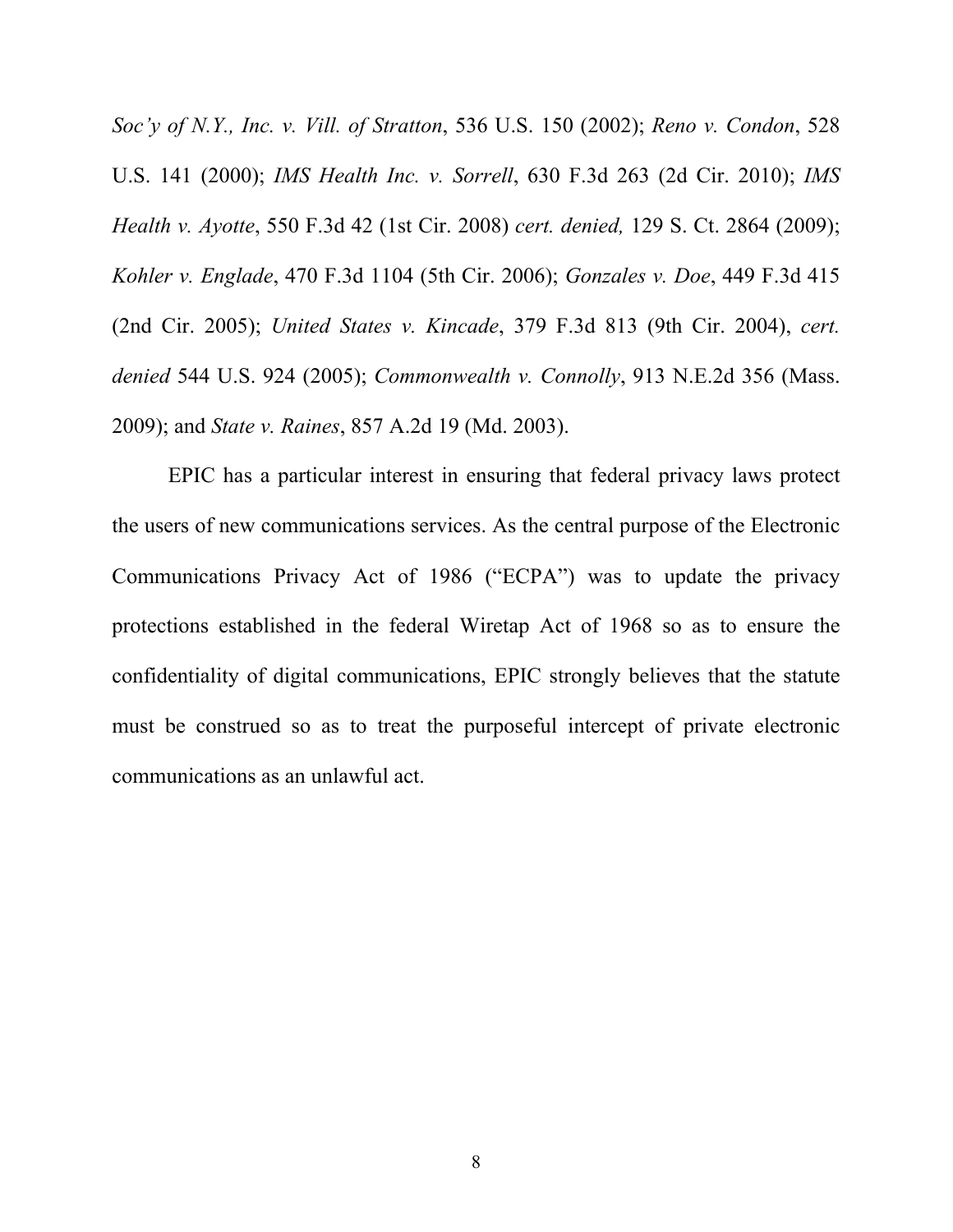*Soc'y of N.Y., Inc. v. Vill. of Stratton*, 536 U.S. 150 (2002); *Reno v. Condon*, 528 U.S. 141 (2000); *IMS Health Inc. v. Sorrell*, 630 F.3d 263 (2d Cir. 2010); *IMS Health v. Ayotte*, 550 F.3d 42 (1st Cir. 2008) *cert. denied,* 129 S. Ct. 2864 (2009); *Kohler v. Englade*, 470 F.3d 1104 (5th Cir. 2006); *Gonzales v. Doe*, 449 F.3d 415 (2nd Cir. 2005); *United States v. Kincade*, 379 F.3d 813 (9th Cir. 2004), *cert. denied* 544 U.S. 924 (2005); *Commonwealth v. Connolly*, 913 N.E.2d 356 (Mass. 2009); and *State v. Raines*, 857 A.2d 19 (Md. 2003).

EPIC has a particular interest in ensuring that federal privacy laws protect the users of new communications services. As the central purpose of the Electronic Communications Privacy Act of 1986 ("ECPA") was to update the privacy protections established in the federal Wiretap Act of 1968 so as to ensure the confidentiality of digital communications, EPIC strongly believes that the statute must be construed so as to treat the purposeful intercept of private electronic communications as an unlawful act.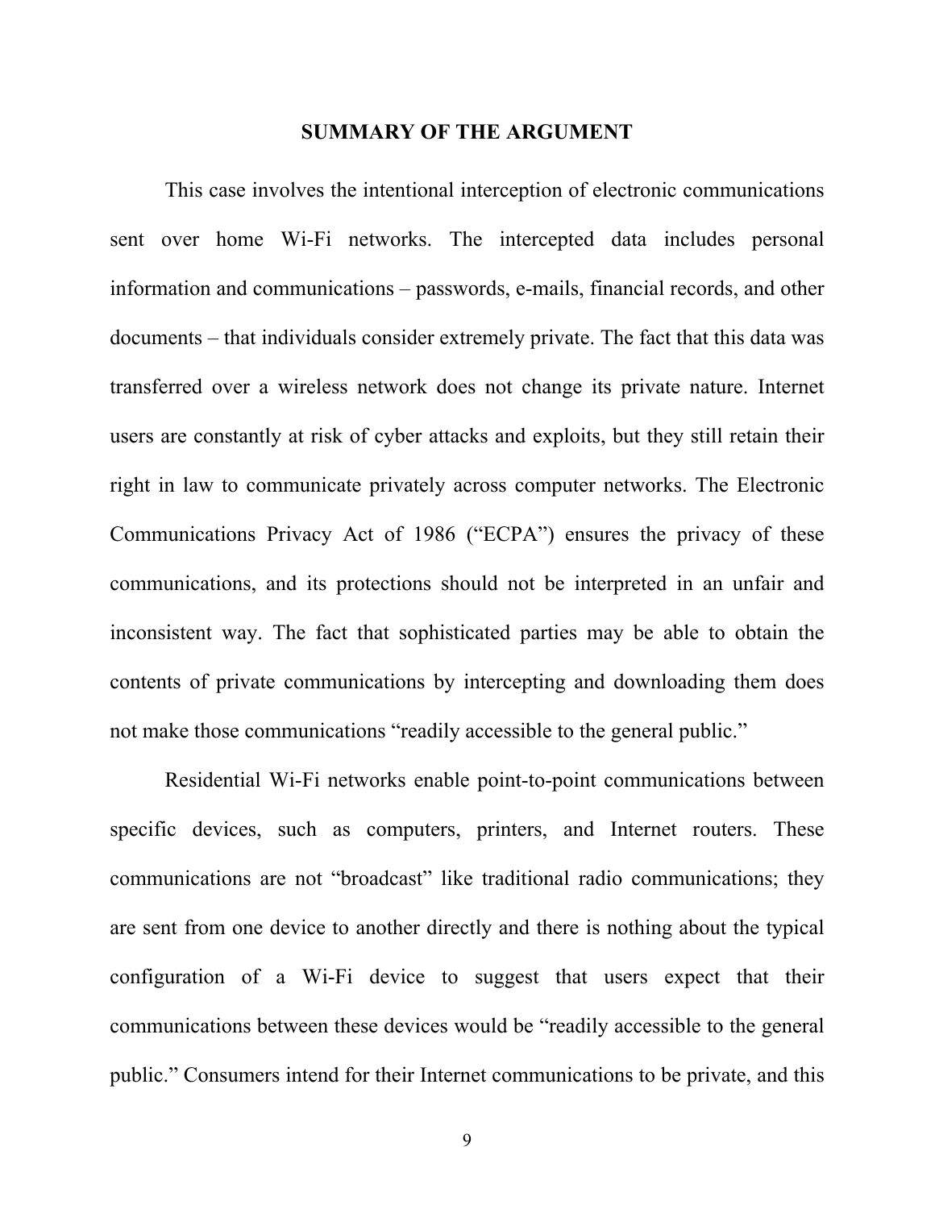## SUMMARY OF THE ARGUMENT

This case involves the intentional interception of electronic communications sent over home Wi-Fi networks. The intercepted data includes personal information and communications – passwords, e-mails, financial records, and other documents – that individuals consider extremely private. The fact that this data was transferred over a wireless network does not change its private nature. Internet users are constantly at risk of cyber attacks and exploits, but they still retain their right in law to communicate privately across computer networks. The Electronic Communications Privacy Act of 1986 ("ECPA") ensures the privacy of these communications, and its protections should not be interpreted in an unfair and inconsistent way. The fact that sophisticated parties may be able to obtain the contents of private communications by intercepting and downloading them does not make those communications "readily accessible to the general public."

Residential Wi-Fi networks enable point-to-point communications between specific devices, such as computers, printers, and Internet routers. These communications are not "broadcast" like traditional radio communications; they are sent from one device to another directly and there is nothing about the typical configuration of a Wi-Fi device to suggest that users expect that their communications between these devices would be "readily accessible to the general public." Consumers intend for their Internet communications to be private, and this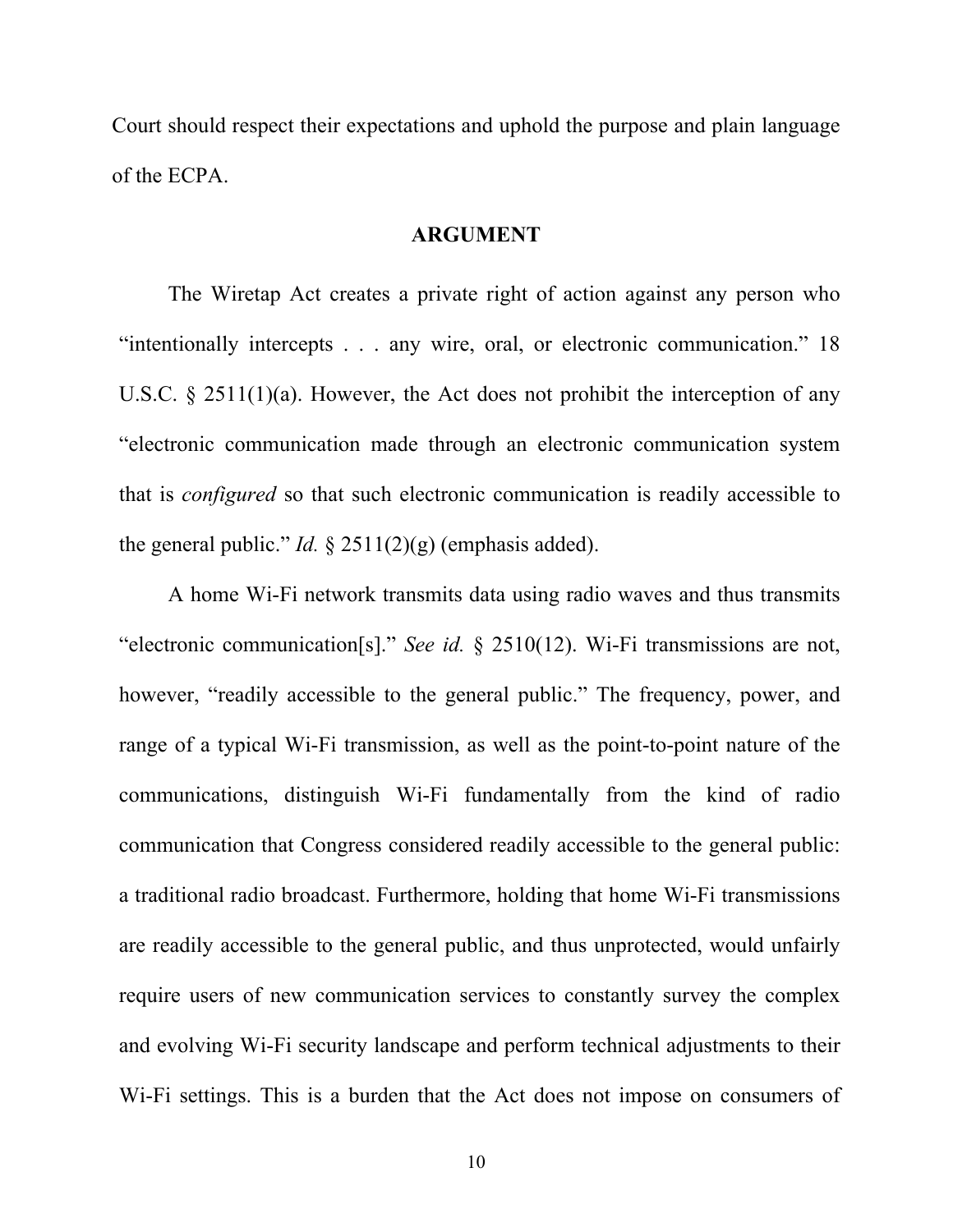Court should respect their expectations and uphold the purpose and plain language of the ECPA.

## ARGUMENT

The Wiretap Act creates a private right of action against any person who "intentionally intercepts . . . any wire, oral, or electronic communication." 18 U.S.C. § 2511(1)(a). However, the Act does not prohibit the interception of any "electronic communication made through an electronic communication system that is *configured* so that such electronic communication is readily accessible to the general public." *Id.* § 2511(2)(g) (emphasis added).

A home Wi-Fi network transmits data using radio waves and thus transmits "electronic communication[s]." *See id.* § 2510(12). Wi-Fi transmissions are not, however, "readily accessible to the general public." The frequency, power, and range of a typical Wi-Fi transmission, as well as the point-to-point nature of the communications, distinguish Wi-Fi fundamentally from the kind of radio communication that Congress considered readily accessible to the general public: a traditional radio broadcast. Furthermore, holding that home Wi-Fi transmissions are readily accessible to the general public, and thus unprotected, would unfairly require users of new communication services to constantly survey the complex and evolving Wi-Fi security landscape and perform technical adjustments to their Wi-Fi settings. This is a burden that the Act does not impose on consumers of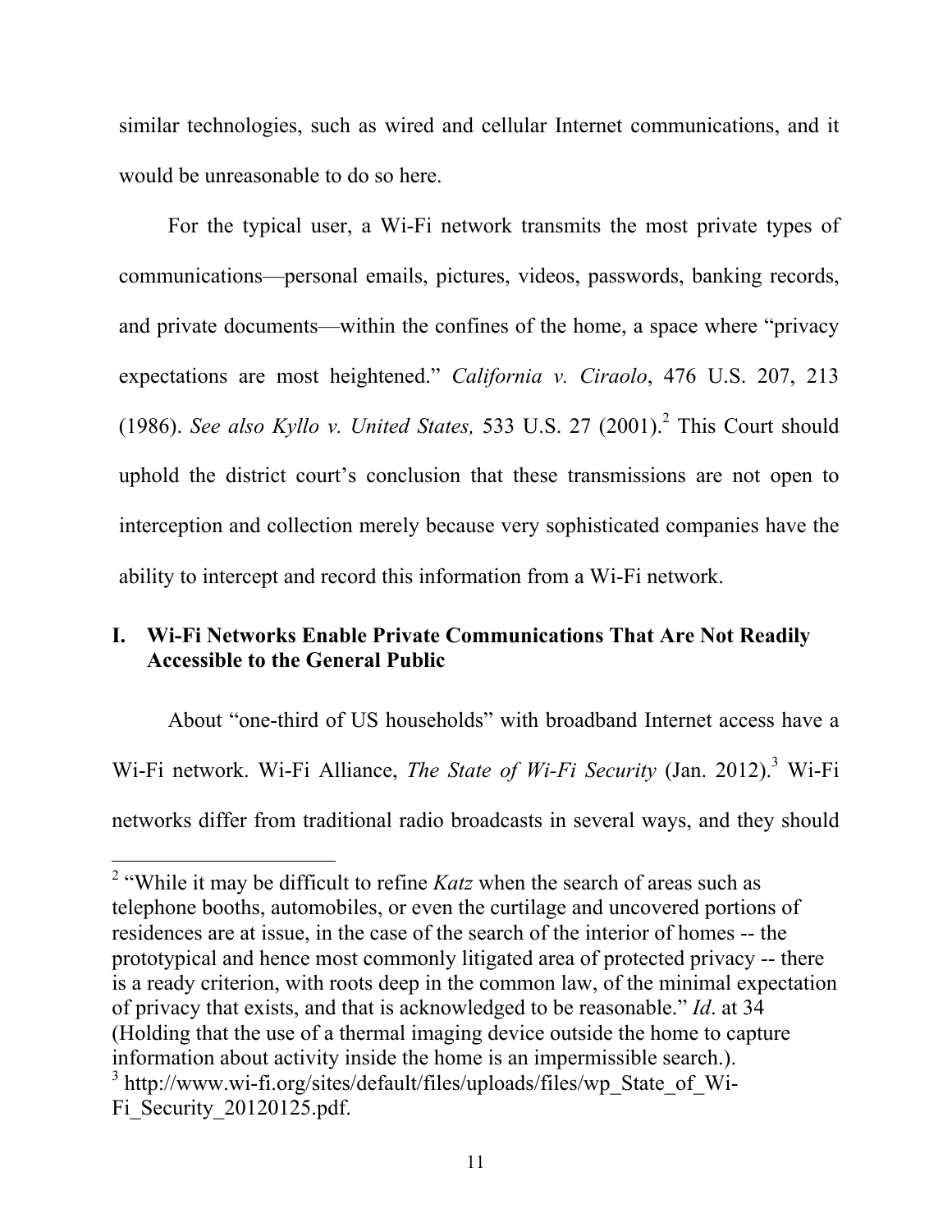similar technologies, such as wired and cellular Internet communications, and it would be unreasonable to do so here.

For the typical user, a Wi-Fi network transmits the most private types of communications—personal emails, pictures, videos, passwords, banking records, and private documents—within the confines of the home, a space where "privacy expectations are most heightened." *California v. Ciraolo*, 476 U.S. 207, 213 (1986). *See also Kyllo v. United States,* 533 U.S. 27 (2001).[2] This Court should uphold the district court's conclusion that these transmissions are not open to interception and collection merely because very sophisticated companies have the ability to intercept and record this information from a Wi-Fi network.

## I. Wi-Fi Networks Enable Private Communications That Are Not Readily Accessible to the General Public

About "one-third of US households" with broadband Internet access have a Wi-Fi network. Wi-Fi Alliance, *The State of Wi-Fi Security* (Jan. 2012).[3] Wi-Fi networks differ from traditional radio broadcasts in several ways, and they should

---

[2] "While it may be difficult to refine *Katz* when the search of areas such as telephone booths, automobiles, or even the curtilage and uncovered portions of residences are at issue, in the case of the search of the interior of homes -- the prototypical and hence most commonly litigated area of protected privacy -- there is a ready criterion, with roots deep in the common law, of the minimal expectation of privacy that exists, and that is acknowledged to be reasonable." *Id*. at 34 (Holding that the use of a thermal imaging device outside the home to capture information about activity inside the home is an impermissible search.).

[3] http://www.wi-fi.org/sites/default/files/uploads/files/wp_State_of_Wi-Fi_Security_20120125.pdf.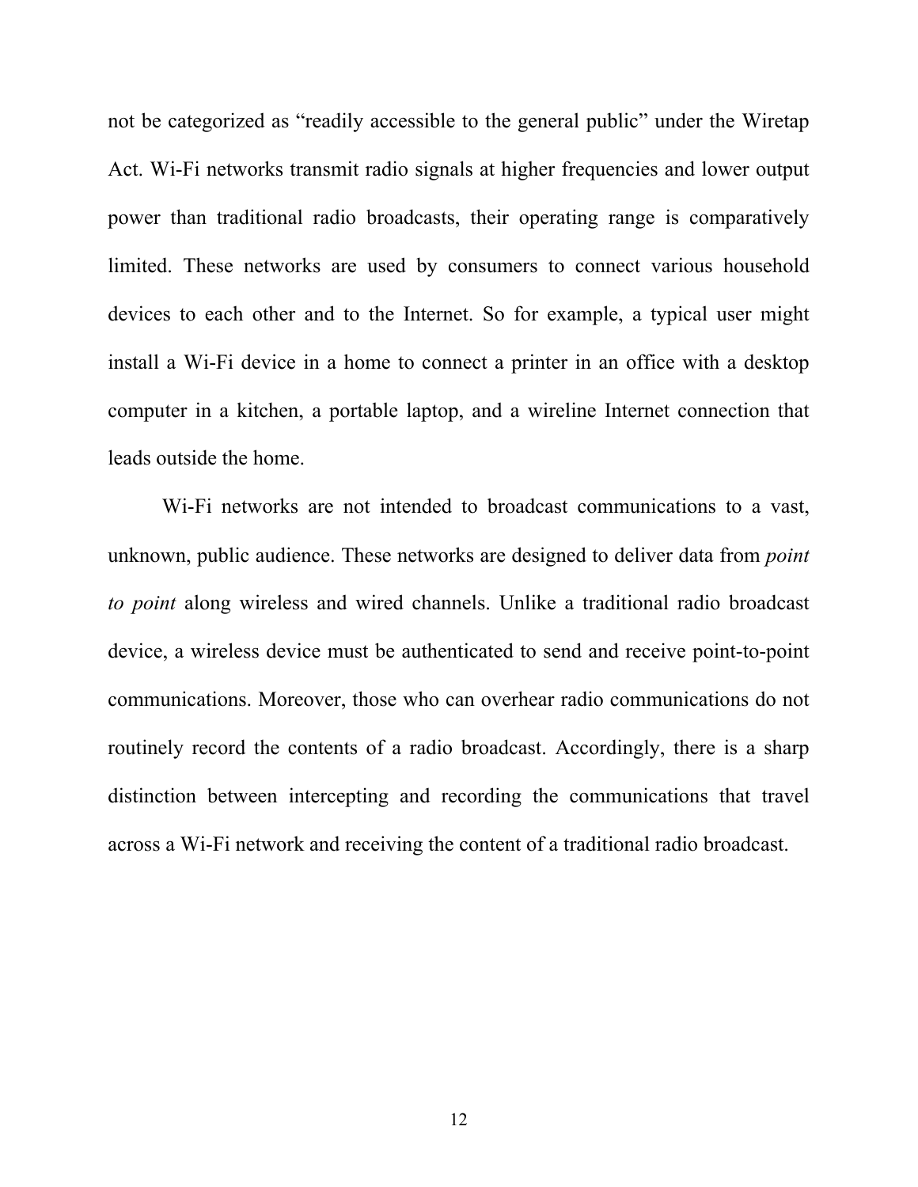not be categorized as "readily accessible to the general public" under the Wiretap Act. Wi-Fi networks transmit radio signals at higher frequencies and lower output power than traditional radio broadcasts, their operating range is comparatively limited. These networks are used by consumers to connect various household devices to each other and to the Internet. So for example, a typical user might install a Wi-Fi device in a home to connect a printer in an office with a desktop computer in a kitchen, a portable laptop, and a wireline Internet connection that leads outside the home.

Wi-Fi networks are not intended to broadcast communications to a vast, unknown, public audience. These networks are designed to deliver data from *point to point* along wireless and wired channels. Unlike a traditional radio broadcast device, a wireless device must be authenticated to send and receive point-to-point communications. Moreover, those who can overhear radio communications do not routinely record the contents of a radio broadcast. Accordingly, there is a sharp distinction between intercepting and recording the communications that travel across a Wi-Fi network and receiving the content of a traditional radio broadcast.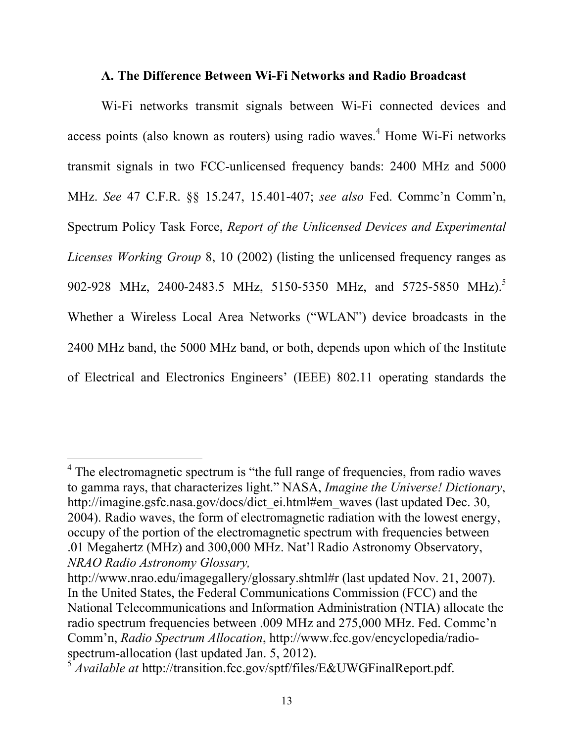### A. The Difference Between Wi-Fi Networks and Radio Broadcast

Wi-Fi networks transmit signals between Wi-Fi connected devices and access points (also known as routers) using radio waves.[4] Home Wi-Fi networks transmit signals in two FCC-unlicensed frequency bands: 2400 MHz and 5000 MHz. *See* 47 C.F.R. §§ 15.247, 15.401-407; *see also* Fed. Commc'n Comm'n, Spectrum Policy Task Force, *Report of the Unlicensed Devices and Experimental Licenses Working Group* 8, 10 (2002) (listing the unlicensed frequency ranges as 902-928 MHz, 2400-2483.5 MHz, 5150-5350 MHz, and 5725-5850 MHz).[5] Whether a Wireless Local Area Networks ("WLAN") device broadcasts in the 2400 MHz band, the 5000 MHz band, or both, depends upon which of the Institute of Electrical and Electronics Engineers' (IEEE) 802.11 operating standards the

---

[4] The electromagnetic spectrum is "the full range of frequencies, from radio waves to gamma rays, that characterizes light." NASA, *Imagine the Universe! Dictionary*, http://imagine.gsfc.nasa.gov/docs/dict_ei.html#em_waves (last updated Dec. 30, 2004). Radio waves, the form of electromagnetic radiation with the lowest energy, occupy of the portion of the electromagnetic spectrum with frequencies between .01 Megahertz (MHz) and 300,000 MHz. Nat'l Radio Astronomy Observatory, *NRAO Radio Astronomy Glossary,* http://www.nrao.edu/imagegallery/glossary.shtml#r (last updated Nov. 21, 2007). In the United States, the Federal Communications Commission (FCC) and the National Telecommunications and Information Administration (NTIA) allocate the radio spectrum frequencies between .009 MHz and 275,000 MHz. Fed. Commc'n Comm'n, *Radio Spectrum Allocation*, http://www.fcc.gov/encyclopedia/radio-spectrum-allocation (last updated Jan. 5, 2012).

[5] *Available at* http://transition.fcc.gov/sptf/files/E&UWGFinalReport.pdf.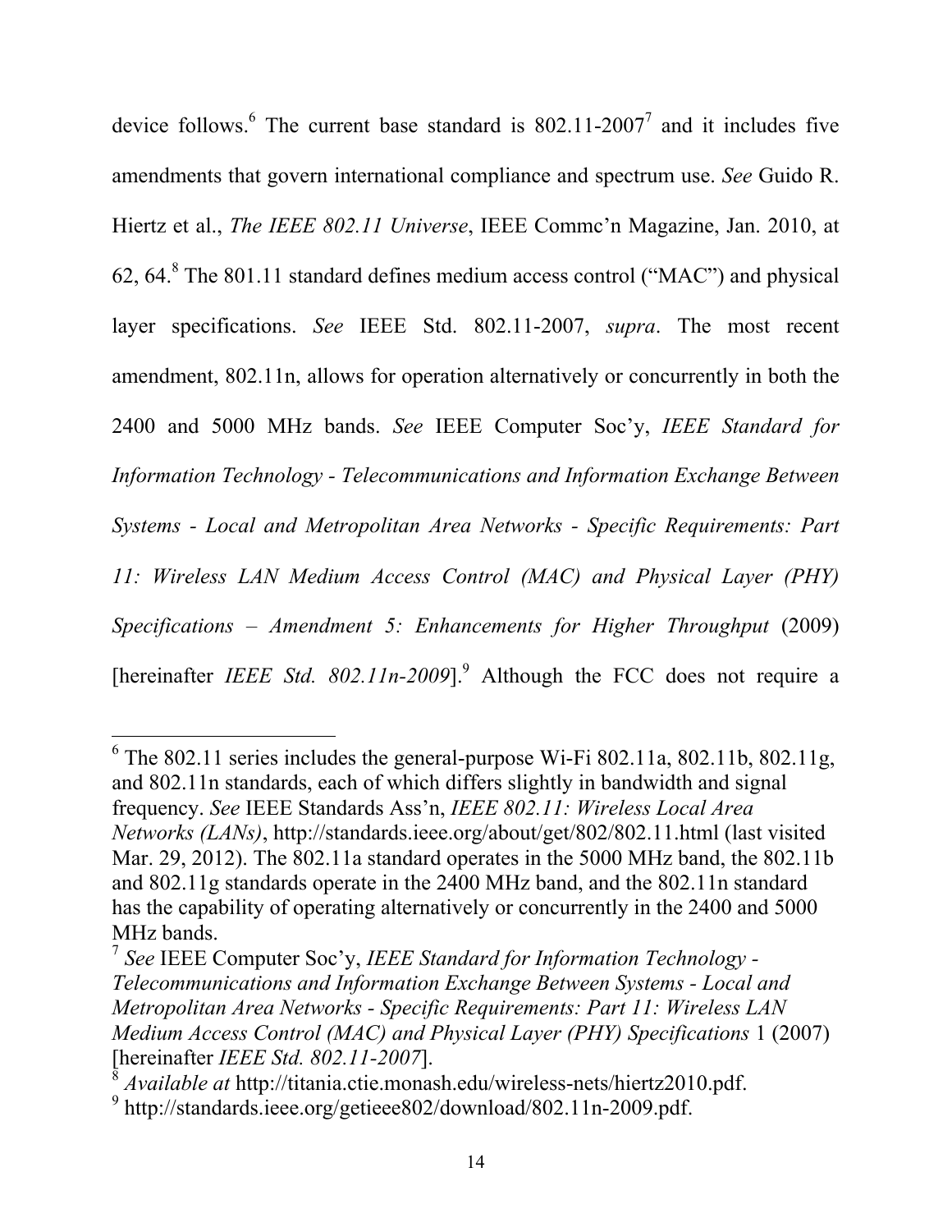device follows.[6] The current base standard is 802.11-2007[7] and it includes five amendments that govern international compliance and spectrum use. *See* Guido R. Hiertz et al., *The IEEE 802.11 Universe*, IEEE Commc'n Magazine, Jan. 2010, at 62, 64.[8] The 801.11 standard defines medium access control ("MAC") and physical layer specifications. *See* IEEE Std. 802.11-2007, *supra*. The most recent amendment, 802.11n, allows for operation alternatively or concurrently in both the 2400 and 5000 MHz bands. *See* IEEE Computer Soc'y, *IEEE Standard for Information Technology - Telecommunications and Information Exchange Between Systems - Local and Metropolitan Area Networks - Specific Requirements: Part 11: Wireless LAN Medium Access Control (MAC) and Physical Layer (PHY) Specifications – Amendment 5: Enhancements for Higher Throughput* (2009) [hereinafter *IEEE Std. 802.11n-2009*].[9] Although the FCC does not require a

---

[6] The 802.11 series includes the general-purpose Wi-Fi 802.11a, 802.11b, 802.11g, and 802.11n standards, each of which differs slightly in bandwidth and signal frequency. *See* IEEE Standards Ass'n, *IEEE 802.11: Wireless Local Area Networks (LANs)*, http://standards.ieee.org/about/get/802/802.11.html (last visited Mar. 29, 2012). The 802.11a standard operates in the 5000 MHz band, the 802.11b and 802.11g standards operate in the 2400 MHz band, and the 802.11n standard has the capability of operating alternatively or concurrently in the 2400 and 5000 MHz bands.

[7] *See* IEEE Computer Soc'y, *IEEE Standard for Information Technology - Telecommunications and Information Exchange Between Systems - Local and Metropolitan Area Networks - Specific Requirements: Part 11: Wireless LAN Medium Access Control (MAC) and Physical Layer (PHY) Specifications* 1 (2007) [hereinafter *IEEE Std. 802.11-2007*].

[8] *Available at* http://titania.ctie.monash.edu/wireless-nets/hiertz2010.pdf.

[9] http://standards.ieee.org/getieee802/download/802.11n-2009.pdf.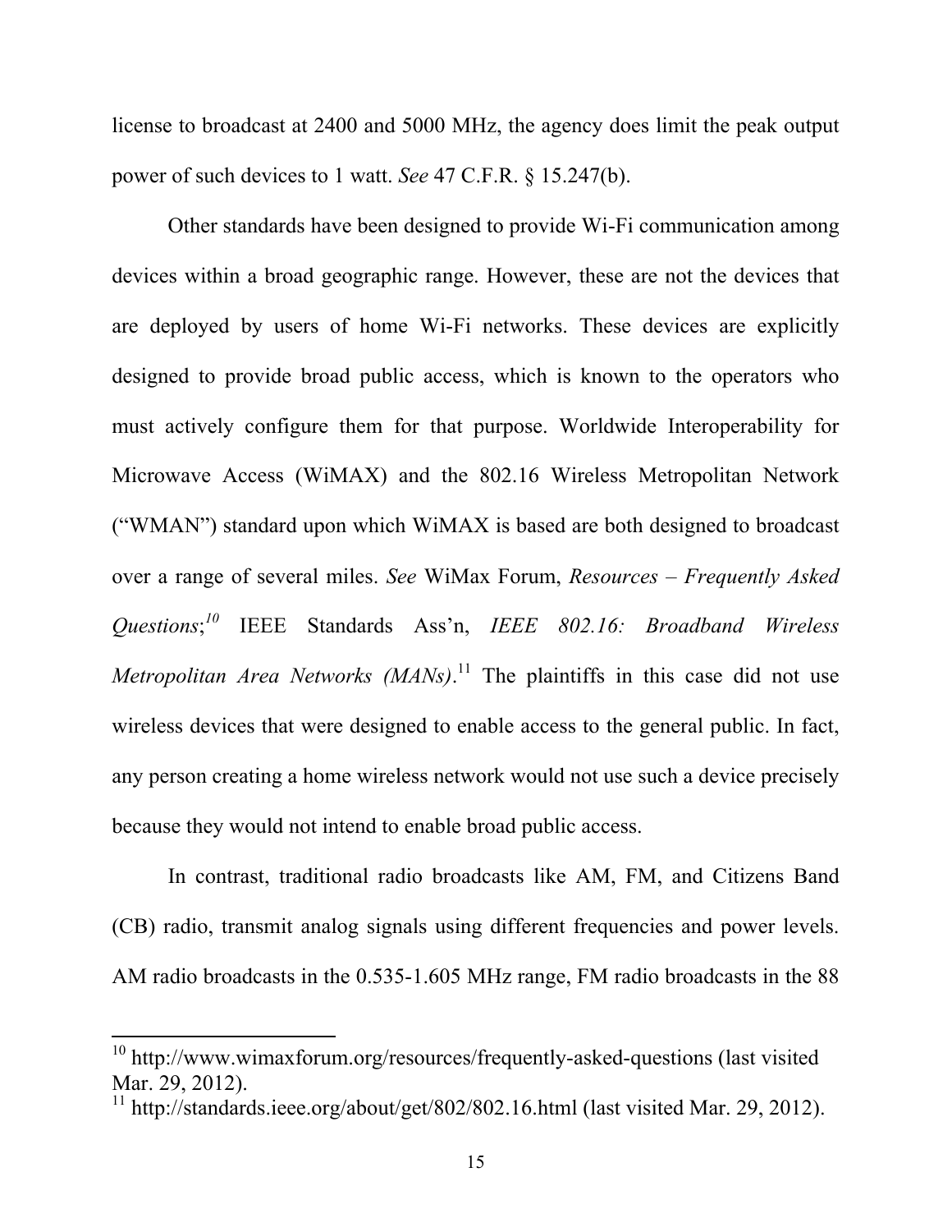license to broadcast at 2400 and 5000 MHz, the agency does limit the peak output power of such devices to 1 watt. *See* 47 C.F.R. § 15.247(b).

Other standards have been designed to provide Wi-Fi communication among devices within a broad geographic range. However, these are not the devices that are deployed by users of home Wi-Fi networks. These devices are explicitly designed to provide broad public access, which is known to the operators who must actively configure them for that purpose. Worldwide Interoperability for Microwave Access (WiMAX) and the 802.16 Wireless Metropolitan Network ("WMAN") standard upon which WiMAX is based are both designed to broadcast over a range of several miles. *See* WiMax Forum, *Resources – Frequently Asked Questions*;[10] IEEE Standards Ass'n, *IEEE 802.16: Broadband Wireless Metropolitan Area Networks (MANs)*.[11] The plaintiffs in this case did not use wireless devices that were designed to enable access to the general public. In fact, any person creating a home wireless network would not use such a device precisely because they would not intend to enable broad public access.

In contrast, traditional radio broadcasts like AM, FM, and Citizens Band (CB) radio, transmit analog signals using different frequencies and power levels. AM radio broadcasts in the 0.535-1.605 MHz range, FM radio broadcasts in the 88

---

[10] http://www.wimaxforum.org/resources/frequently-asked-questions (last visited Mar. 29, 2012).

[11] http://standards.ieee.org/about/get/802/802.16.html (last visited Mar. 29, 2012).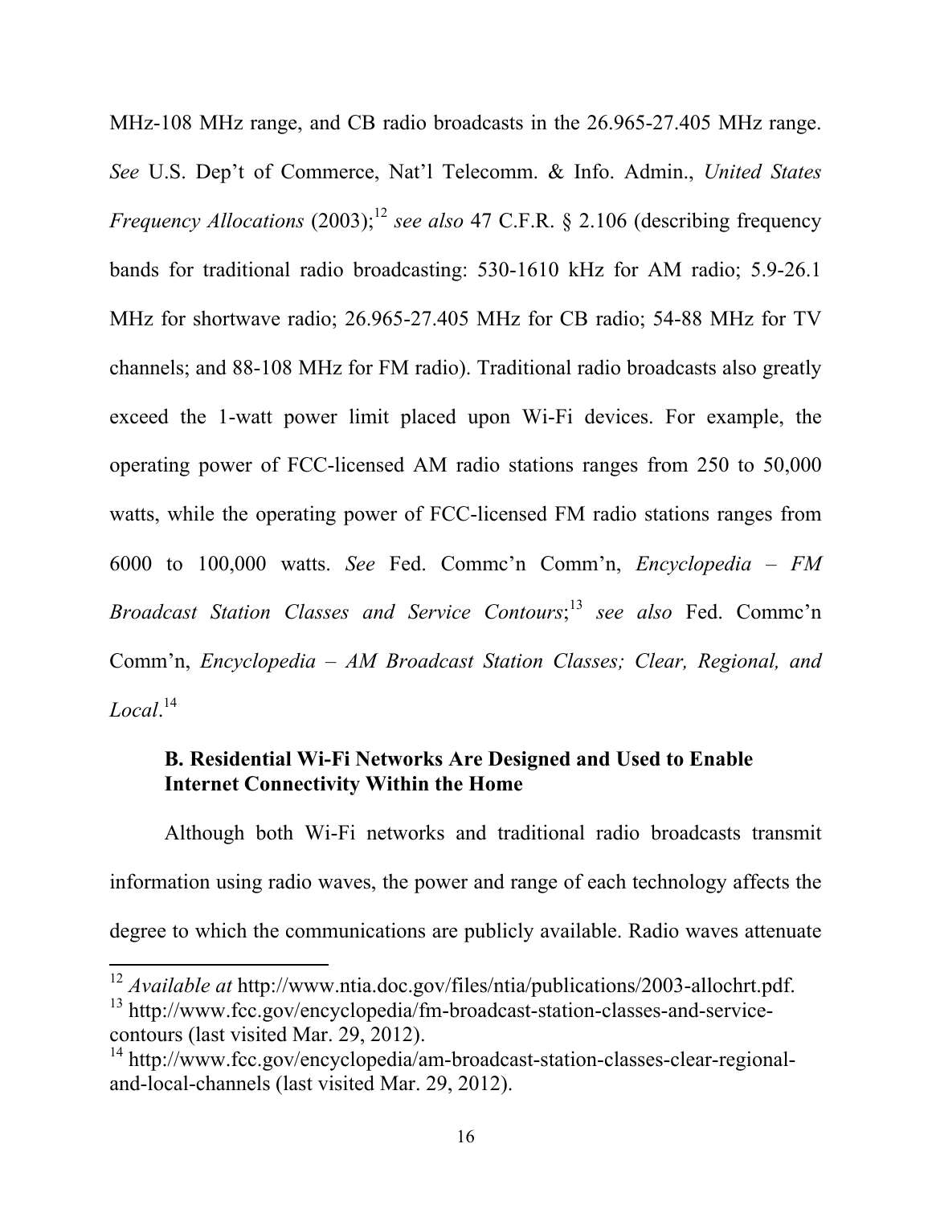MHz-108 MHz range, and CB radio broadcasts in the 26.965-27.405 MHz range. *See* U.S. Dep't of Commerce, Nat'l Telecomm. & Info. Admin., *United States Frequency Allocations* (2003);[12] *see also* 47 C.F.R. § 2.106 (describing frequency bands for traditional radio broadcasting: 530-1610 kHz for AM radio; 5.9-26.1 MHz for shortwave radio; 26.965-27.405 MHz for CB radio; 54-88 MHz for TV channels; and 88-108 MHz for FM radio). Traditional radio broadcasts also greatly exceed the 1-watt power limit placed upon Wi-Fi devices. For example, the operating power of FCC-licensed AM radio stations ranges from 250 to 50,000 watts, while the operating power of FCC-licensed FM radio stations ranges from 6000 to 100,000 watts. *See* Fed. Commc'n Comm'n, *Encyclopedia – FM Broadcast Station Classes and Service Contours*;[13] *see also* Fed. Commc'n Comm'n, *Encyclopedia – AM Broadcast Station Classes; Clear, Regional, and Local*.[14]

### B. Residential Wi-Fi Networks Are Designed and Used to Enable Internet Connectivity Within the Home

Although both Wi-Fi networks and traditional radio broadcasts transmit information using radio waves, the power and range of each technology affects the degree to which the communications are publicly available. Radio waves attenuate

---

[12] *Available at* http://www.ntia.doc.gov/files/ntia/publications/2003-allochrt.pdf.

[13] http://www.fcc.gov/encyclopedia/fm-broadcast-station-classes-and-service-contours (last visited Mar. 29, 2012).

[14] http://www.fcc.gov/encyclopedia/am-broadcast-station-classes-clear-regional-and-local-channels (last visited Mar. 29, 2012).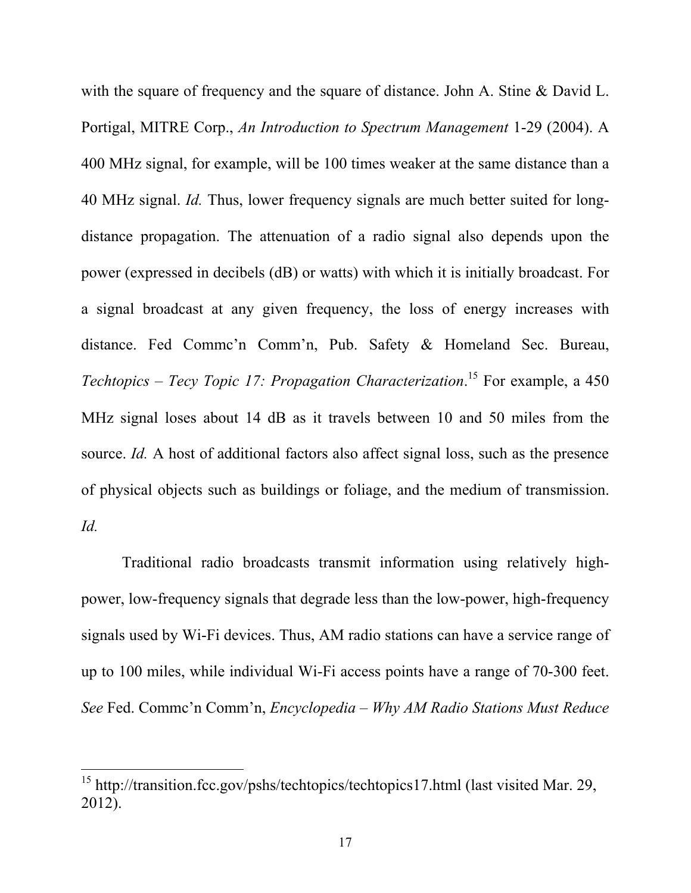with the square of frequency and the square of distance. John A. Stine & David L. Portigal, MITRE Corp., *An Introduction to Spectrum Management* 1-29 (2004). A 400 MHz signal, for example, will be 100 times weaker at the same distance than a 40 MHz signal. *Id.* Thus, lower frequency signals are much better suited for long-distance propagation. The attenuation of a radio signal also depends upon the power (expressed in decibels (dB) or watts) with which it is initially broadcast. For a signal broadcast at any given frequency, the loss of energy increases with distance. Fed Commc'n Comm'n, Pub. Safety & Homeland Sec. Bureau, *Techtopics – Tecy Topic 17: Propagation Characterization*.[15] For example, a 450 MHz signal loses about 14 dB as it travels between 10 and 50 miles from the source. *Id.* A host of additional factors also affect signal loss, such as the presence of physical objects such as buildings or foliage, and the medium of transmission. *Id.*

Traditional radio broadcasts transmit information using relatively high-power, low-frequency signals that degrade less than the low-power, high-frequency signals used by Wi-Fi devices. Thus, AM radio stations can have a service range of up to 100 miles, while individual Wi-Fi access points have a range of 70-300 feet. *See* Fed. Commc'n Comm'n, *Encyclopedia – Why AM Radio Stations Must Reduce*

---

[15] http://transition.fcc.gov/pshs/techtopics/techtopics17.html (last visited Mar. 29, 2012).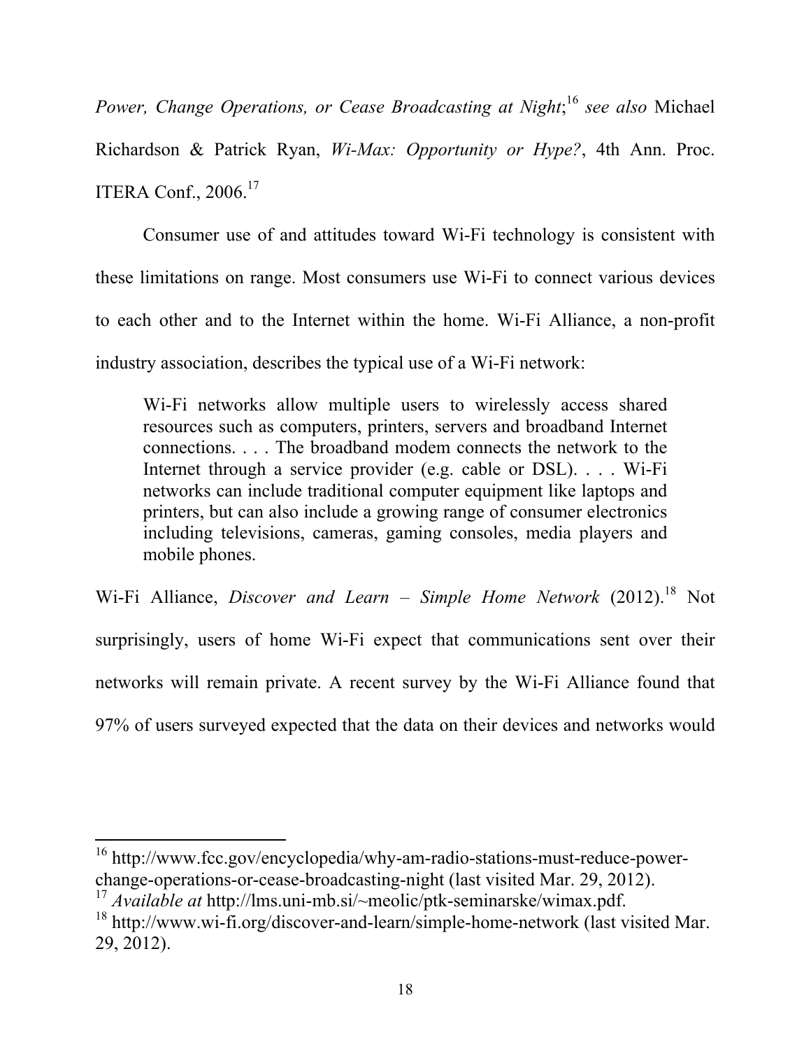*Power, Change Operations, or Cease Broadcasting at Night*;[16] *see also* Michael Richardson & Patrick Ryan, *Wi-Max: Opportunity or Hype?*, 4th Ann. Proc. ITERA Conf., 2006.[17]

Consumer use of and attitudes toward Wi-Fi technology is consistent with these limitations on range. Most consumers use Wi-Fi to connect various devices to each other and to the Internet within the home. Wi-Fi Alliance, a non-profit industry association, describes the typical use of a Wi-Fi network:

> Wi-Fi networks allow multiple users to wirelessly access shared resources such as computers, printers, servers and broadband Internet connections. . . . The broadband modem connects the network to the Internet through a service provider (e.g. cable or DSL). . . . Wi-Fi networks can include traditional computer equipment like laptops and printers, but can also include a growing range of consumer electronics including televisions, cameras, gaming consoles, media players and mobile phones.

Wi-Fi Alliance, *Discover and Learn – Simple Home Network* (2012).[18] Not surprisingly, users of home Wi-Fi expect that communications sent over their networks will remain private. A recent survey by the Wi-Fi Alliance found that 97% of users surveyed expected that the data on their devices and networks would

---

[16] http://www.fcc.gov/encyclopedia/why-am-radio-stations-must-reduce-power-change-operations-or-cease-broadcasting-night (last visited Mar. 29, 2012).

[17] *Available at* http://lms.uni-mb.si/~meolic/ptk-seminarske/wimax.pdf.

[18] http://www.wi-fi.org/discover-and-learn/simple-home-network (last visited Mar. 29, 2012).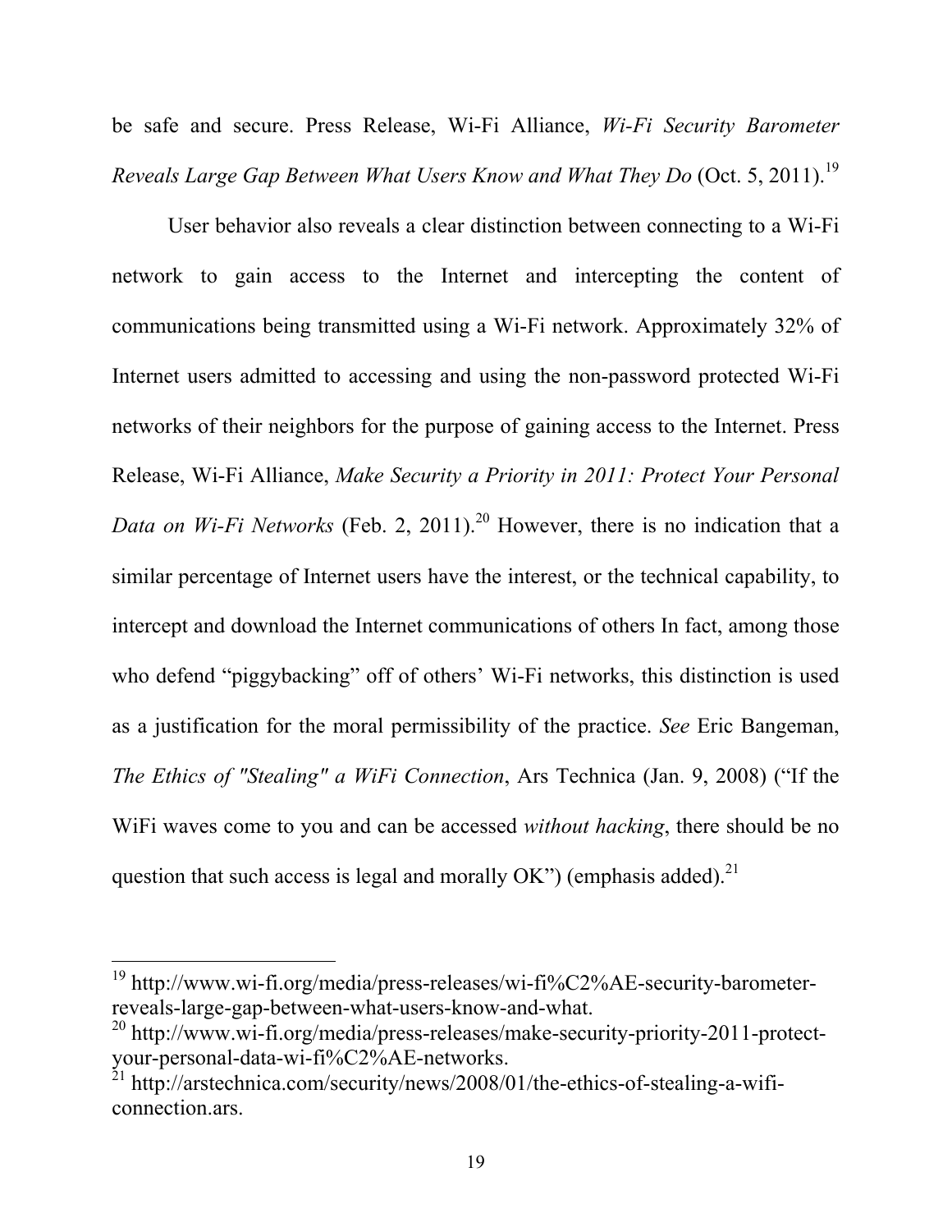be safe and secure. Press Release, Wi-Fi Alliance, *Wi-Fi Security Barometer Reveals Large Gap Between What Users Know and What They Do* (Oct. 5, 2011).[19]

User behavior also reveals a clear distinction between connecting to a Wi-Fi network to gain access to the Internet and intercepting the content of communications being transmitted using a Wi-Fi network. Approximately 32% of Internet users admitted to accessing and using the non-password protected Wi-Fi networks of their neighbors for the purpose of gaining access to the Internet. Press Release, Wi-Fi Alliance, *Make Security a Priority in 2011: Protect Your Personal Data on Wi-Fi Networks* (Feb. 2, 2011).[20] However, there is no indication that a similar percentage of Internet users have the interest, or the technical capability, to intercept and download the Internet communications of others In fact, among those who defend "piggybacking" off of others' Wi-Fi networks, this distinction is used as a justification for the moral permissibility of the practice. *See* Eric Bangeman, *The Ethics of "Stealing" a WiFi Connection*, Ars Technica (Jan. 9, 2008) ("If the WiFi waves come to you and can be accessed *without hacking*, there should be no question that such access is legal and morally OK") (emphasis added).[21]

---

[19] http://www.wi-fi.org/media/press-releases/wi-fi%C2%AE-security-barometer-reveals-large-gap-between-what-users-know-and-what.

[20] http://www.wi-fi.org/media/press-releases/make-security-priority-2011-protect-your-personal-data-wi-fi%C2%AE-networks.

[21] http://arstechnica.com/security/news/2008/01/the-ethics-of-stealing-a-wifi-connection.ars.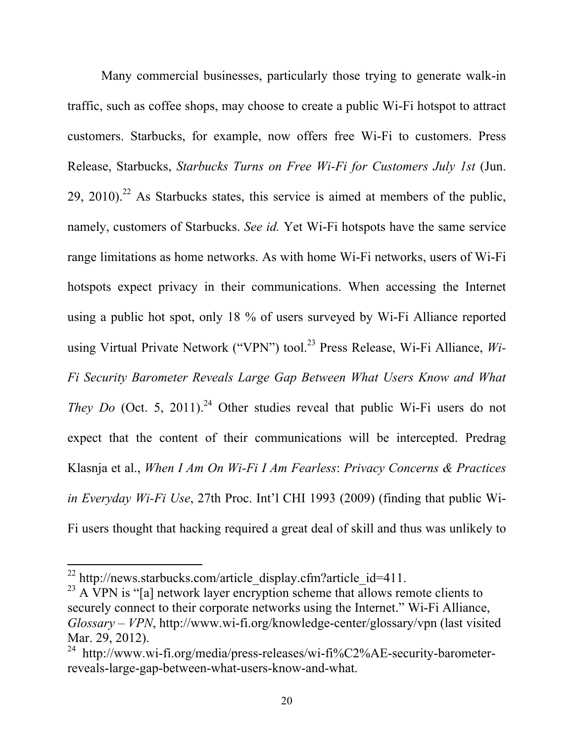Many commercial businesses, particularly those trying to generate walk-in traffic, such as coffee shops, may choose to create a public Wi-Fi hotspot to attract customers. Starbucks, for example, now offers free Wi-Fi to customers. Press Release, Starbucks, *Starbucks Turns on Free Wi-Fi for Customers July 1st* (Jun. 29, 2010).[22] As Starbucks states, this service is aimed at members of the public, namely, customers of Starbucks. *See id.* Yet Wi-Fi hotspots have the same service range limitations as home networks. As with home Wi-Fi networks, users of Wi-Fi hotspots expect privacy in their communications. When accessing the Internet using a public hot spot, only 18 % of users surveyed by Wi-Fi Alliance reported using Virtual Private Network ("VPN") tool.[23] Press Release, Wi-Fi Alliance, *Wi-Fi Security Barometer Reveals Large Gap Between What Users Know and What They Do* (Oct. 5, 2011).[24] Other studies reveal that public Wi-Fi users do not expect that the content of their communications will be intercepted. Predrag Klasnja et al., *When I Am On Wi-Fi I Am Fearless*: *Privacy Concerns & Practices in Everyday Wi-Fi Use*, 27th Proc. Int'l CHI 1993 (2009) (finding that public Wi-Fi users thought that hacking required a great deal of skill and thus was unlikely to

---

[22] http://news.starbucks.com/article_display.cfm?article_id=411.

[23] A VPN is "[a] network layer encryption scheme that allows remote clients to securely connect to their corporate networks using the Internet." Wi-Fi Alliance, *Glossary – VPN*, http://www.wi-fi.org/knowledge-center/glossary/vpn (last visited Mar. 29, 2012).

[24] http://www.wi-fi.org/media/press-releases/wi-fi%C2%AE-security-barometer-reveals-large-gap-between-what-users-know-and-what.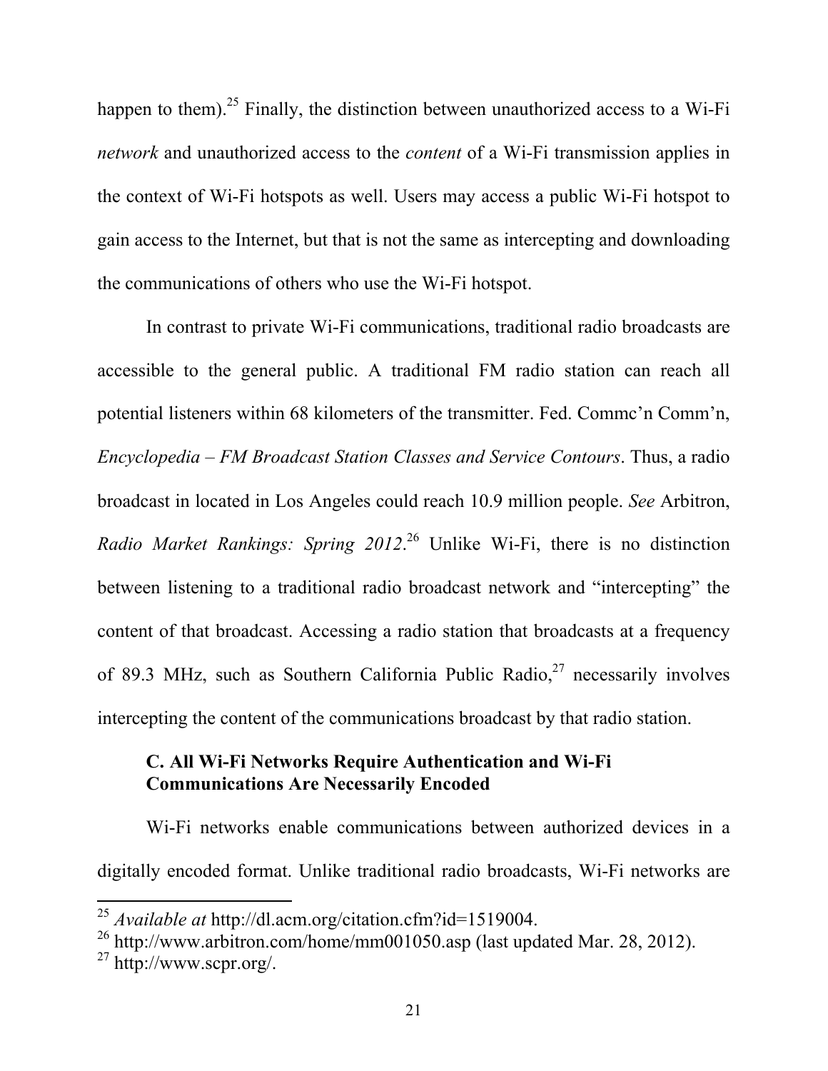happen to them).[25] Finally, the distinction between unauthorized access to a Wi-Fi *network* and unauthorized access to the *content* of a Wi-Fi transmission applies in the context of Wi-Fi hotspots as well. Users may access a public Wi-Fi hotspot to gain access to the Internet, but that is not the same as intercepting and downloading the communications of others who use the Wi-Fi hotspot.

In contrast to private Wi-Fi communications, traditional radio broadcasts are accessible to the general public. A traditional FM radio station can reach all potential listeners within 68 kilometers of the transmitter. Fed. Commc'n Comm'n, *Encyclopedia – FM Broadcast Station Classes and Service Contours*. Thus, a radio broadcast in located in Los Angeles could reach 10.9 million people. *See* Arbitron, *Radio Market Rankings: Spring 2012*.[26] Unlike Wi-Fi, there is no distinction between listening to a traditional radio broadcast network and "intercepting" the content of that broadcast. Accessing a radio station that broadcasts at a frequency of 89.3 MHz, such as Southern California Public Radio,[27] necessarily involves intercepting the content of the communications broadcast by that radio station.

### C. All Wi-Fi Networks Require Authentication and Wi-Fi Communications Are Necessarily Encoded

Wi-Fi networks enable communications between authorized devices in a digitally encoded format. Unlike traditional radio broadcasts, Wi-Fi networks are

---

[25] *Available at* http://dl.acm.org/citation.cfm?id=1519004.

[26] http://www.arbitron.com/home/mm001050.asp (last updated Mar. 28, 2012).

[27] http://www.scpr.org/.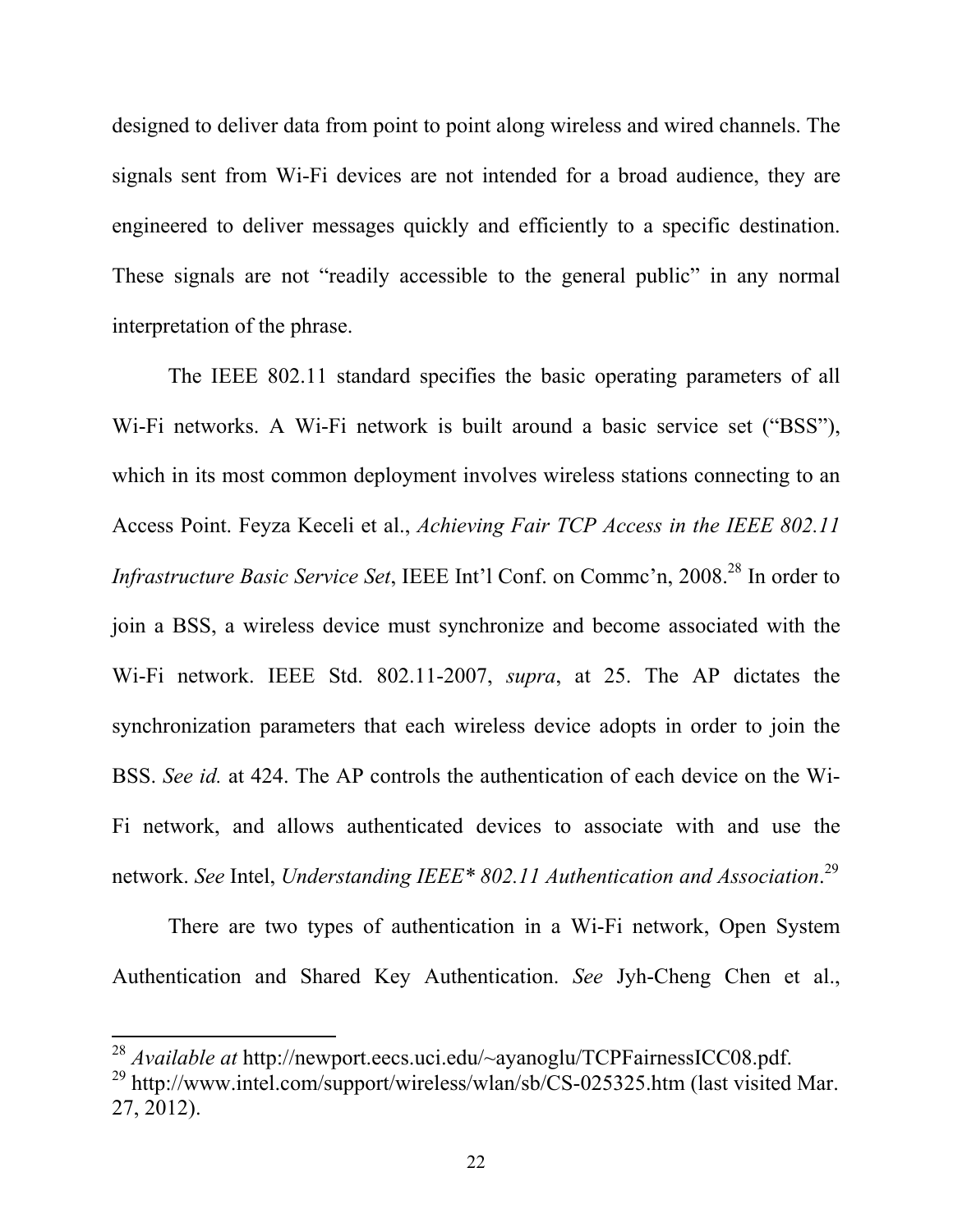designed to deliver data from point to point along wireless and wired channels. The signals sent from Wi-Fi devices are not intended for a broad audience, they are engineered to deliver messages quickly and efficiently to a specific destination. These signals are not "readily accessible to the general public" in any normal interpretation of the phrase.

The IEEE 802.11 standard specifies the basic operating parameters of all Wi-Fi networks. A Wi-Fi network is built around a basic service set ("BSS"), which in its most common deployment involves wireless stations connecting to an Access Point. Feyza Keceli et al., *Achieving Fair TCP Access in the IEEE 802.11 Infrastructure Basic Service Set*, IEEE Int'l Conf. on Commc'n, 2008.[28] In order to join a BSS, a wireless device must synchronize and become associated with the Wi-Fi network. IEEE Std. 802.11-2007, *supra*, at 25. The AP dictates the synchronization parameters that each wireless device adopts in order to join the BSS. *See id.* at 424. The AP controls the authentication of each device on the Wi-Fi network, and allows authenticated devices to associate with and use the network. *See* Intel, *Understanding IEEE* 802.11 Authentication and Association*.[29]

There are two types of authentication in a Wi-Fi network, Open System Authentication and Shared Key Authentication. *See* Jyh-Cheng Chen et al.,

---

[28] *Available at* http://newport.eecs.uci.edu/~ayanoglu/TCPFairnessICC08.pdf.

[29] http://www.intel.com/support/wireless/wlan/sb/CS-025325.htm (last visited Mar. 27, 2012).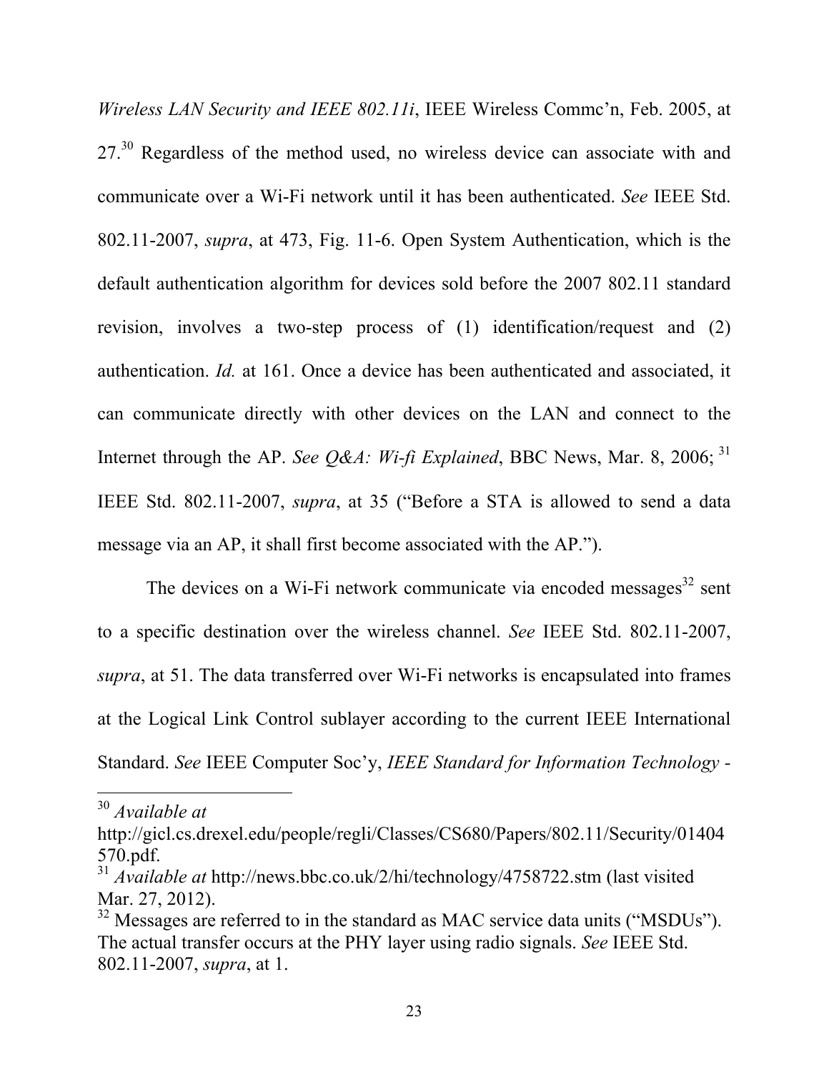*Wireless LAN Security and IEEE 802.11i*, IEEE Wireless Commc'n, Feb. 2005, at 27.[30] Regardless of the method used, no wireless device can associate with and communicate over a Wi-Fi network until it has been authenticated. *See* IEEE Std. 802.11-2007, *supra*, at 473, Fig. 11-6. Open System Authentication, which is the default authentication algorithm for devices sold before the 2007 802.11 standard revision, involves a two-step process of (1) identification/request and (2) authentication. *Id.* at 161. Once a device has been authenticated and associated, it can communicate directly with other devices on the LAN and connect to the Internet through the AP. *See Q&A: Wi-fi Explained*, BBC News, Mar. 8, 2006; [31] IEEE Std. 802.11-2007, *supra*, at 35 ("Before a STA is allowed to send a data message via an AP, it shall first become associated with the AP.").

The devices on a Wi-Fi network communicate via encoded messages[32] sent to a specific destination over the wireless channel. *See* IEEE Std. 802.11-2007, *supra*, at 51. The data transferred over Wi-Fi networks is encapsulated into frames at the Logical Link Control sublayer according to the current IEEE International Standard. *See* IEEE Computer Soc'y, *IEEE Standard for Information Technology -*

---

[30] *Available at* http://gicl.cs.drexel.edu/people/regli/Classes/CS680/Papers/802.11/Security/01404570.pdf.

[31] *Available at* http://news.bbc.co.uk/2/hi/technology/4758722.stm (last visited Mar. 27, 2012).

[32] Messages are referred to in the standard as MAC service data units ("MSDUs"). The actual transfer occurs at the PHY layer using radio signals. *See* IEEE Std. 802.11-2007, *supra*, at 1.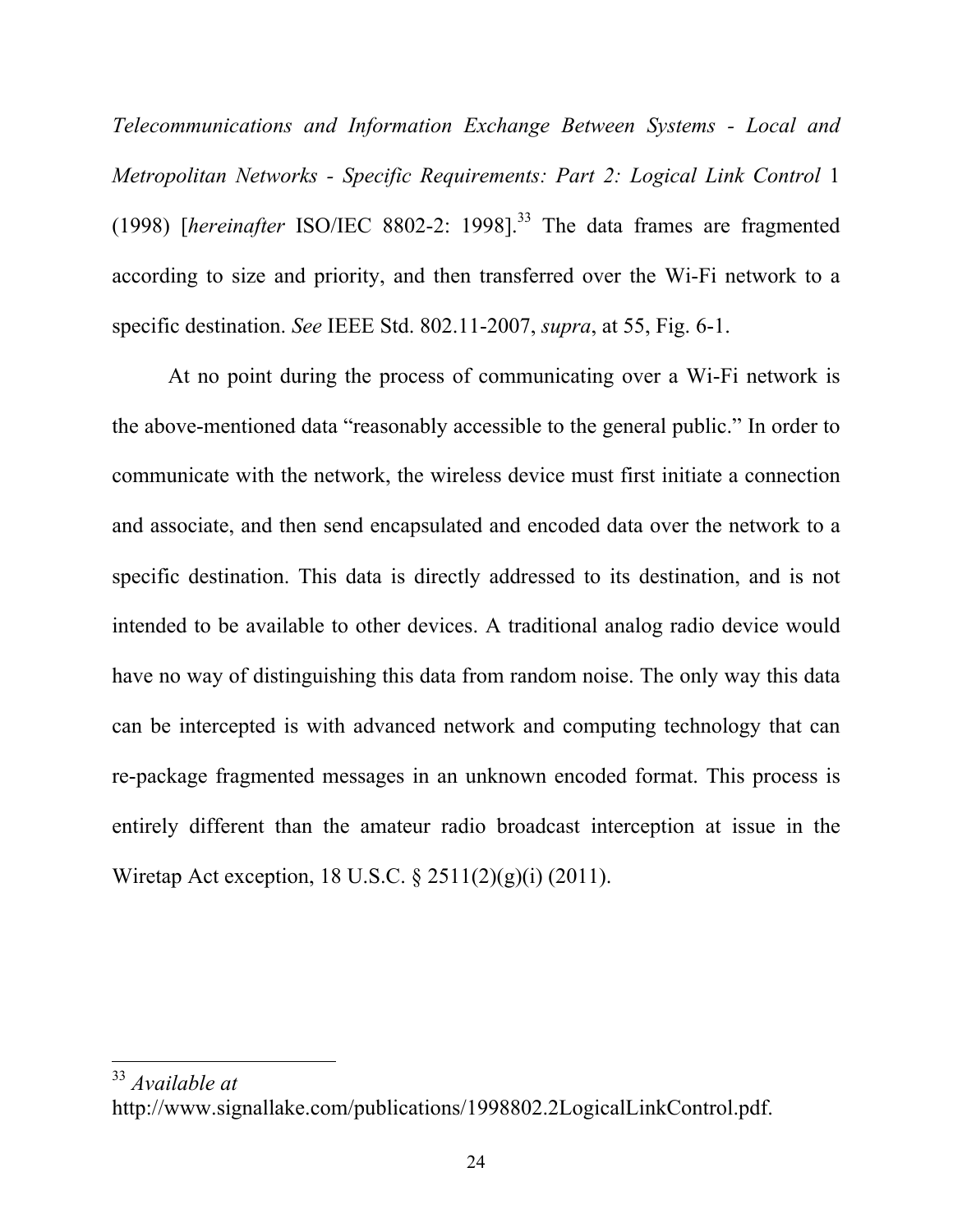*Telecommunications and Information Exchange Between Systems - Local and Metropolitan Networks - Specific Requirements: Part 2: Logical Link Control* 1 (1998) [*hereinafter* ISO/IEC 8802-2: 1998].[33] The data frames are fragmented according to size and priority, and then transferred over the Wi-Fi network to a specific destination. *See* IEEE Std. 802.11-2007, *supra*, at 55, Fig. 6-1.

At no point during the process of communicating over a Wi-Fi network is the above-mentioned data "reasonably accessible to the general public." In order to communicate with the network, the wireless device must first initiate a connection and associate, and then send encapsulated and encoded data over the network to a specific destination. This data is directly addressed to its destination, and is not intended to be available to other devices. A traditional analog radio device would have no way of distinguishing this data from random noise. The only way this data can be intercepted is with advanced network and computing technology that can re-package fragmented messages in an unknown encoded format. This process is entirely different than the amateur radio broadcast interception at issue in the Wiretap Act exception, 18 U.S.C. § 2511(2)(g)(i) (2011).

---

[33] *Available at* http://www.signallake.com/publications/1998802.2LogicalLinkControl.pdf.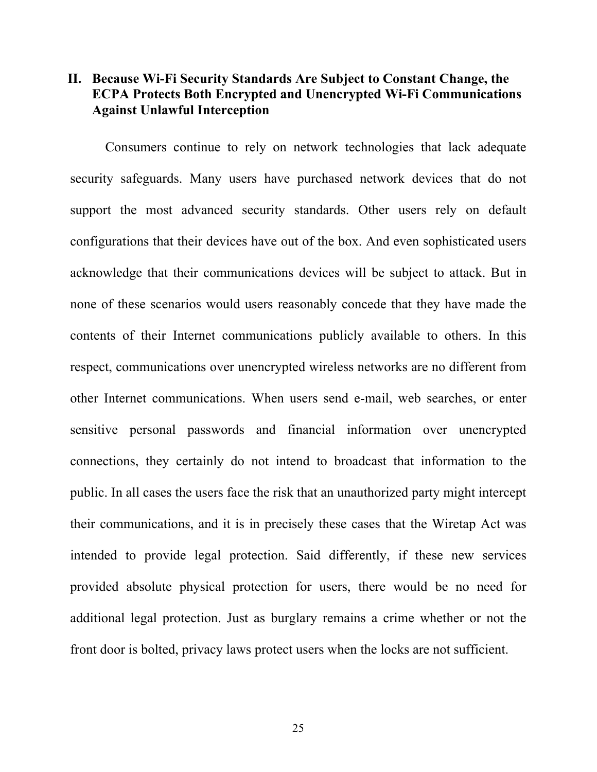## II. Because Wi-Fi Security Standards Are Subject to Constant Change, the ECPA Protects Both Encrypted and Unencrypted Wi-Fi Communications Against Unlawful Interception

Consumers continue to rely on network technologies that lack adequate security safeguards. Many users have purchased network devices that do not support the most advanced security standards. Other users rely on default configurations that their devices have out of the box. And even sophisticated users acknowledge that their communications devices will be subject to attack. But in none of these scenarios would users reasonably concede that they have made the contents of their Internet communications publicly available to others. In this respect, communications over unencrypted wireless networks are no different from other Internet communications. When users send e-mail, web searches, or enter sensitive personal passwords and financial information over unencrypted connections, they certainly do not intend to broadcast that information to the public. In all cases the users face the risk that an unauthorized party might intercept their communications, and it is in precisely these cases that the Wiretap Act was intended to provide legal protection. Said differently, if these new services provided absolute physical protection for users, there would be no need for additional legal protection. Just as burglary remains a crime whether or not the front door is bolted, privacy laws protect users when the locks are not sufficient.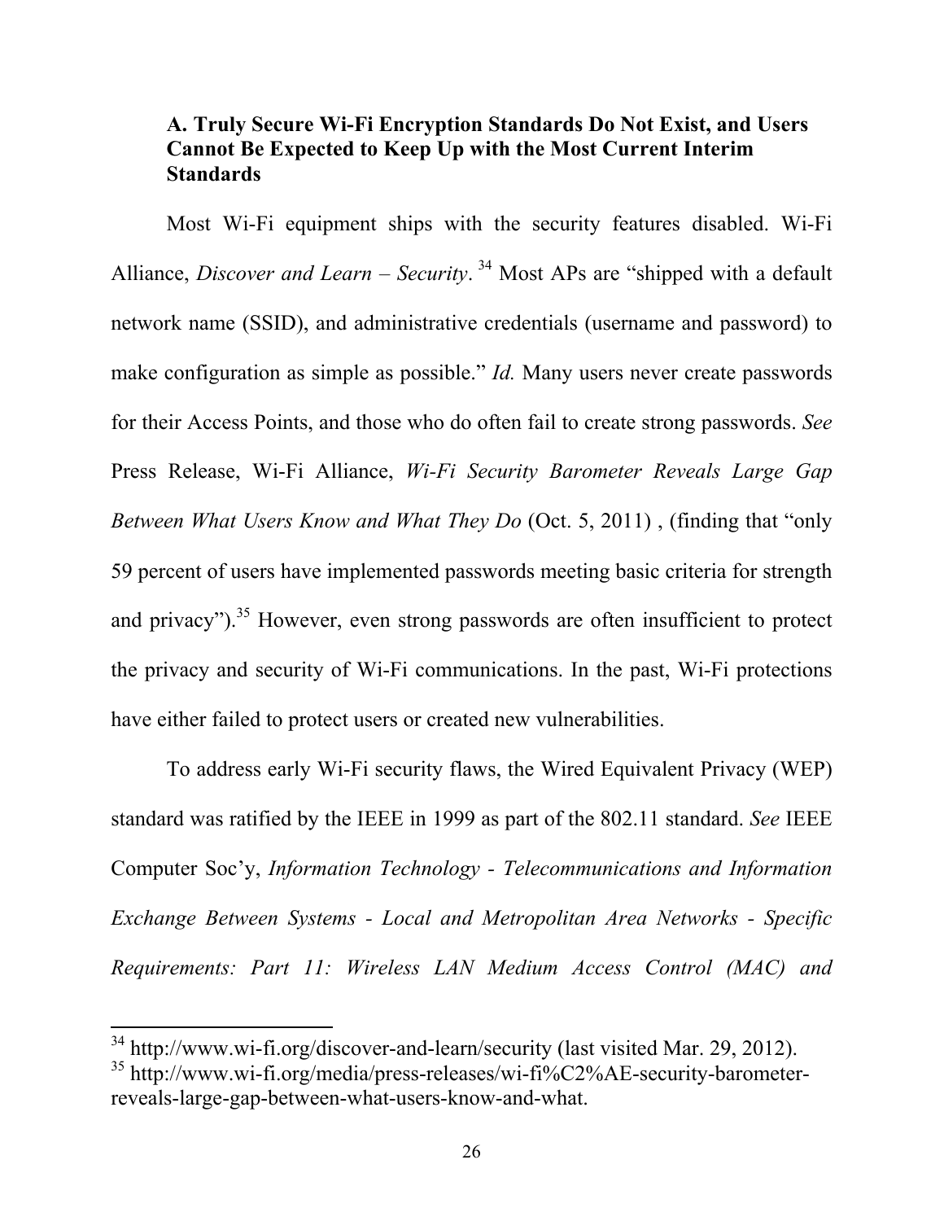### A. Truly Secure Wi-Fi Encryption Standards Do Not Exist, and Users Cannot Be Expected to Keep Up with the Most Current Interim Standards

Most Wi-Fi equipment ships with the security features disabled. Wi-Fi Alliance, *Discover and Learn – Security*.[34] Most APs are "shipped with a default network name (SSID), and administrative credentials (username and password) to make configuration as simple as possible." *Id.* Many users never create passwords for their Access Points, and those who do often fail to create strong passwords. *See* Press Release, Wi-Fi Alliance, *Wi-Fi Security Barometer Reveals Large Gap Between What Users Know and What They Do* (Oct. 5, 2011) , (finding that "only 59 percent of users have implemented passwords meeting basic criteria for strength and privacy").[35] However, even strong passwords are often insufficient to protect the privacy and security of Wi-Fi communications. In the past, Wi-Fi protections have either failed to protect users or created new vulnerabilities.

To address early Wi-Fi security flaws, the Wired Equivalent Privacy (WEP) standard was ratified by the IEEE in 1999 as part of the 802.11 standard. *See* IEEE Computer Soc'y, *Information Technology - Telecommunications and Information Exchange Between Systems - Local and Metropolitan Area Networks - Specific Requirements: Part 11: Wireless LAN Medium Access Control (MAC) and*

---

[34] http://www.wi-fi.org/discover-and-learn/security (last visited Mar. 29, 2012).

[35] http://www.wi-fi.org/media/press-releases/wi-fi%C2%AE-security-barometer-reveals-large-gap-between-what-users-know-and-what.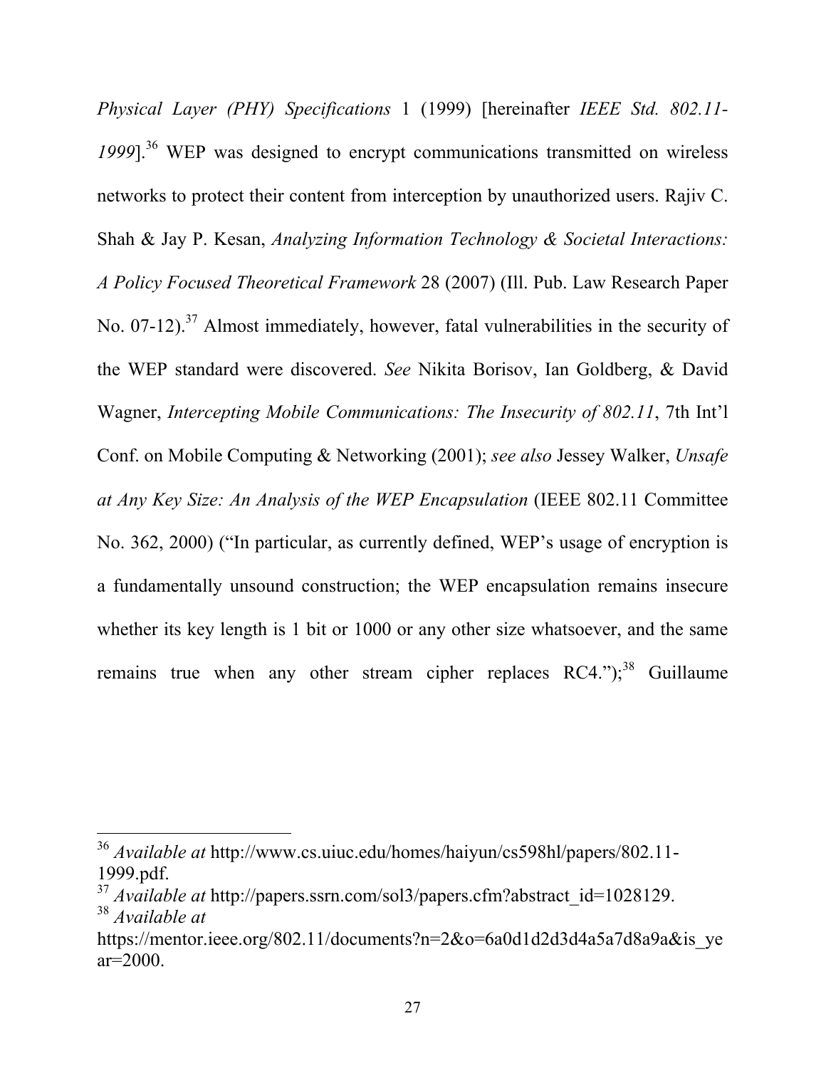*Physical Layer (PHY) Specifications* 1 (1999) [hereinafter *IEEE Std. 802.11-1999*].[36] WEP was designed to encrypt communications transmitted on wireless networks to protect their content from interception by unauthorized users. Rajiv C. Shah & Jay P. Kesan, *Analyzing Information Technology & Societal Interactions: A Policy Focused Theoretical Framework* 28 (2007) (Ill. Pub. Law Research Paper No. 07-12).[37] Almost immediately, however, fatal vulnerabilities in the security of the WEP standard were discovered. *See* Nikita Borisov, Ian Goldberg, & David Wagner, *Intercepting Mobile Communications: The Insecurity of 802.11*, 7th Int'l Conf. on Mobile Computing & Networking (2001); *see also* Jessey Walker, *Unsafe at Any Key Size: An Analysis of the WEP Encapsulation* (IEEE 802.11 Committee No. 362, 2000) ("In particular, as currently defined, WEP's usage of encryption is a fundamentally unsound construction; the WEP encapsulation remains insecure whether its key length is 1 bit or 1000 or any other size whatsoever, and the same remains true when any other stream cipher replaces RC4.");[38] Guillaume

---

[36] *Available at* http://www.cs.uiuc.edu/homes/haiyun/cs598hl/papers/802.11-1999.pdf.

[37] *Available at* http://papers.ssrn.com/sol3/papers.cfm?abstract_id=1028129.

[38] *Available at* https://mentor.ieee.org/802.11/documents?n=2&o=6a0d1d2d3d4a5a7d8a9a&is_year=2000.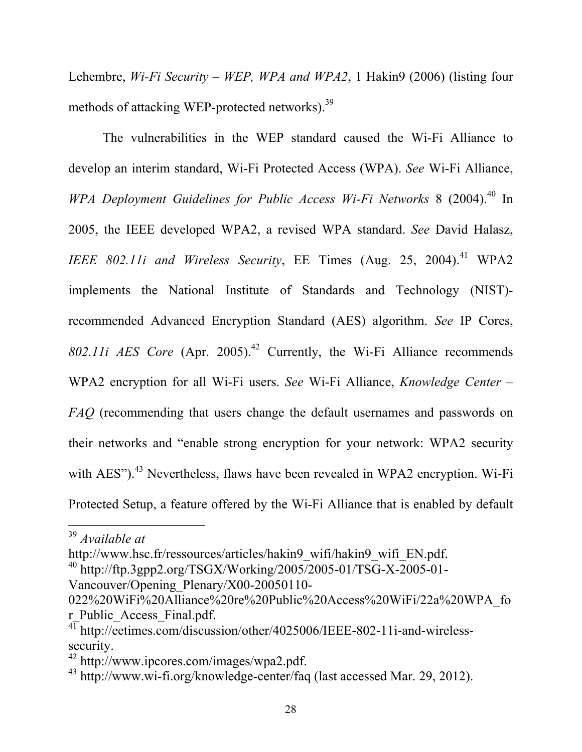Lehembre, *Wi-Fi Security – WEP, WPA and WPA2*, 1 Hakin9 (2006) (listing four methods of attacking WEP-protected networks).[39]

The vulnerabilities in the WEP standard caused the Wi-Fi Alliance to develop an interim standard, Wi-Fi Protected Access (WPA). *See* Wi-Fi Alliance, *WPA Deployment Guidelines for Public Access Wi-Fi Networks* 8 (2004).[40] In 2005, the IEEE developed WPA2, a revised WPA standard. *See* David Halasz, *IEEE 802.11i and Wireless Security*, EE Times (Aug. 25, 2004).[41] WPA2 implements the National Institute of Standards and Technology (NIST)-recommended Advanced Encryption Standard (AES) algorithm. *See* IP Cores, *802.11i AES Core* (Apr. 2005).[42] Currently, the Wi-Fi Alliance recommends WPA2 encryption for all Wi-Fi users. *See* Wi-Fi Alliance, *Knowledge Center – FAQ* (recommending that users change the default usernames and passwords on their networks and "enable strong encryption for your network: WPA2 security with AES").[43] Nevertheless, flaws have been revealed in WPA2 encryption. Wi-Fi Protected Setup, a feature offered by the Wi-Fi Alliance that is enabled by default

---

[39] *Available at* http://www.hsc.fr/ressources/articles/hakin9_wifi/hakin9_wifi_EN.pdf.

[40] http://ftp.3gpp2.org/TSGX/Working/2005/2005-01/TSG-X-2005-01-Vancouver/Opening_Plenary/X00-20050110-022%20WiFi%20Alliance%20re%20Public%20Access%20WiFi/22a%20WPA_for_Public_Access_Final.pdf.

[41] http://eetimes.com/discussion/other/4025006/IEEE-802-11i-and-wireless-security.

[42] http://www.ipcores.com/images/wpa2.pdf.

[43] http://www.wi-fi.org/knowledge-center/faq (last accessed Mar. 29, 2012).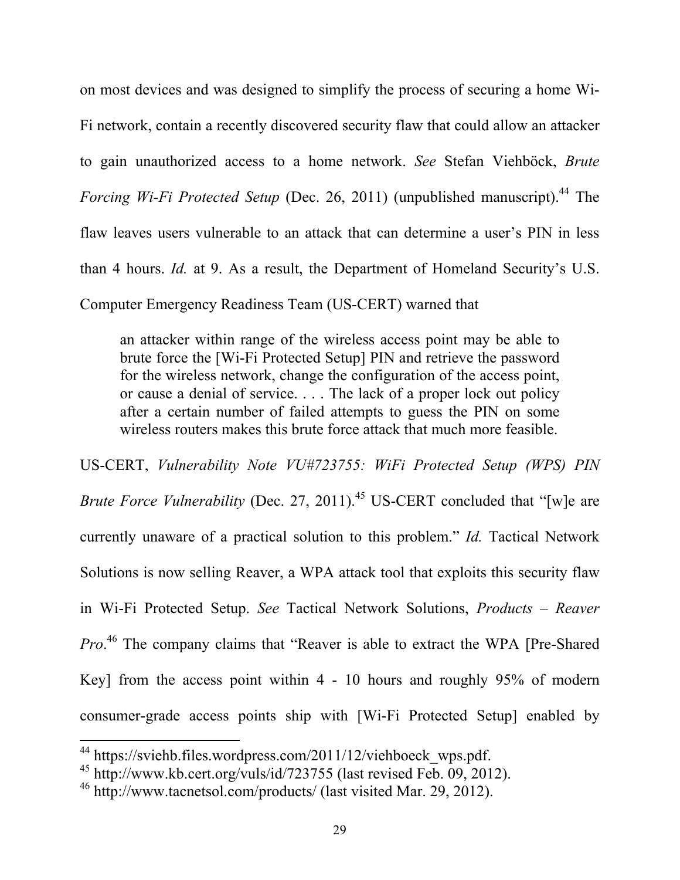on most devices and was designed to simplify the process of securing a home Wi-Fi network, contain a recently discovered security flaw that could allow an attacker to gain unauthorized access to a home network. *See* Stefan Viehböck, *Brute Forcing Wi-Fi Protected Setup* (Dec. 26, 2011) (unpublished manuscript).[44] The flaw leaves users vulnerable to an attack that can determine a user's PIN in less than 4 hours. *Id.* at 9. As a result, the Department of Homeland Security's U.S. Computer Emergency Readiness Team (US-CERT) warned that

> an attacker within range of the wireless access point may be able to brute force the [Wi-Fi Protected Setup] PIN and retrieve the password for the wireless network, change the configuration of the access point, or cause a denial of service. . . . The lack of a proper lock out policy after a certain number of failed attempts to guess the PIN on some wireless routers makes this brute force attack that much more feasible.

US-CERT, *Vulnerability Note VU#723755: WiFi Protected Setup (WPS) PIN Brute Force Vulnerability* (Dec. 27, 2011).[45] US-CERT concluded that "[w]e are currently unaware of a practical solution to this problem." *Id.* Tactical Network Solutions is now selling Reaver, a WPA attack tool that exploits this security flaw in Wi-Fi Protected Setup. *See* Tactical Network Solutions, *Products – Reaver Pro*.[46] The company claims that "Reaver is able to extract the WPA [Pre-Shared Key] from the access point within 4 - 10 hours and roughly 95% of modern consumer-grade access points ship with [Wi-Fi Protected Setup] enabled by

---

[44] https://sviehb.files.wordpress.com/2011/12/viehboeck_wps.pdf.

[45] http://www.kb.cert.org/vuls/id/723755 (last revised Feb. 09, 2012).

[46] http://www.tacnetsol.com/products/ (last visited Mar. 29, 2012).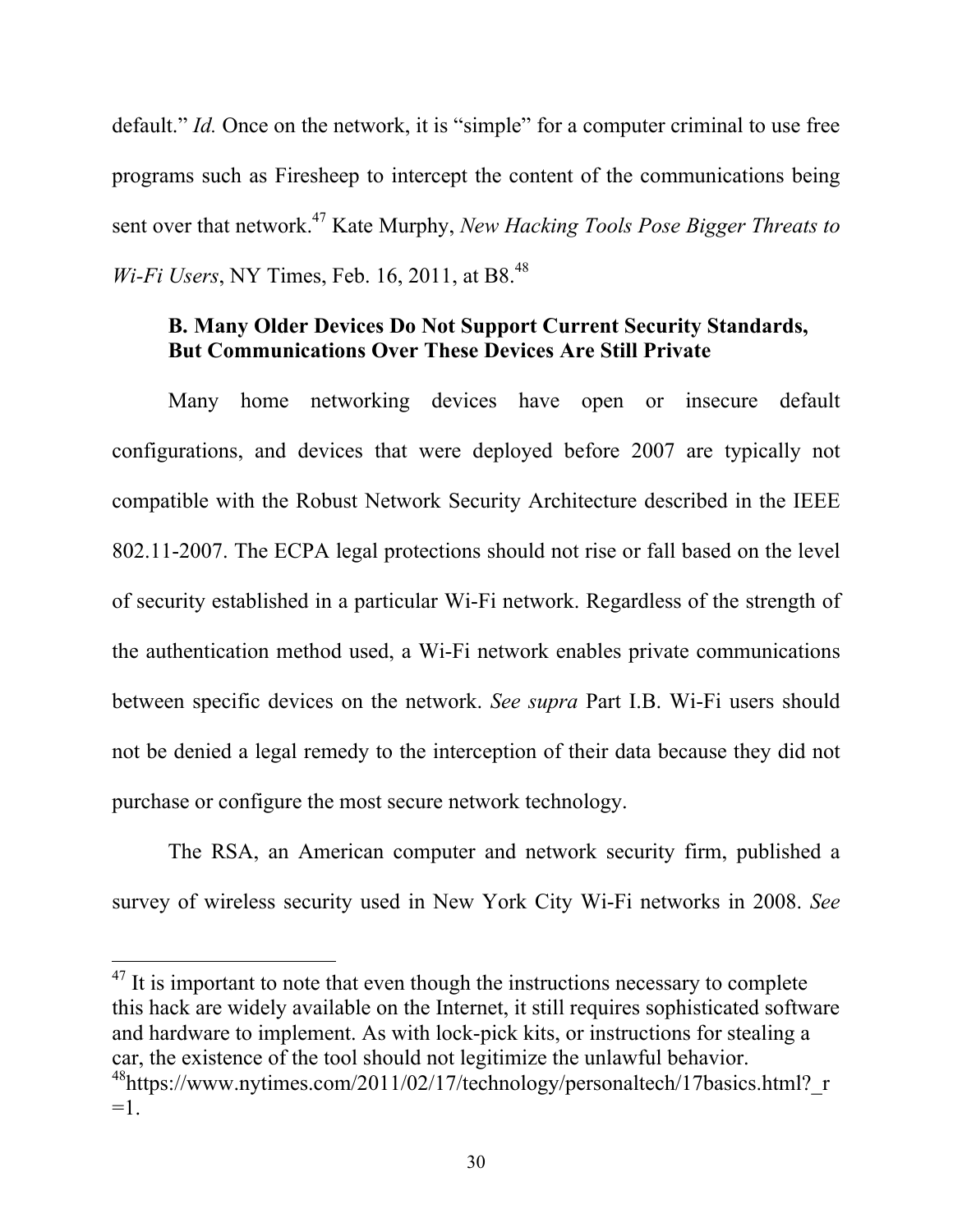default." *Id.* Once on the network, it is "simple" for a computer criminal to use free programs such as Firesheep to intercept the content of the communications being sent over that network.[47] Kate Murphy, *New Hacking Tools Pose Bigger Threats to Wi-Fi Users*, NY Times, Feb. 16, 2011, at B8.[48]

### B. Many Older Devices Do Not Support Current Security Standards, But Communications Over These Devices Are Still Private

Many home networking devices have open or insecure default configurations, and devices that were deployed before 2007 are typically not compatible with the Robust Network Security Architecture described in the IEEE 802.11-2007. The ECPA legal protections should not rise or fall based on the level of security established in a particular Wi-Fi network. Regardless of the strength of the authentication method used, a Wi-Fi network enables private communications between specific devices on the network. *See supra* Part I.B. Wi-Fi users should not be denied a legal remedy to the interception of their data because they did not purchase or configure the most secure network technology.

The RSA, an American computer and network security firm, published a survey of wireless security used in New York City Wi-Fi networks in 2008. *See*

---

[47] It is important to note that even though the instructions necessary to complete this hack are widely available on the Internet, it still requires sophisticated software and hardware to implement. As with lock-pick kits, or instructions for stealing a car, the existence of the tool should not legitimize the unlawful behavior.

[48] https://www.nytimes.com/2011/02/17/technology/personaltech/17basics.html?_r=1.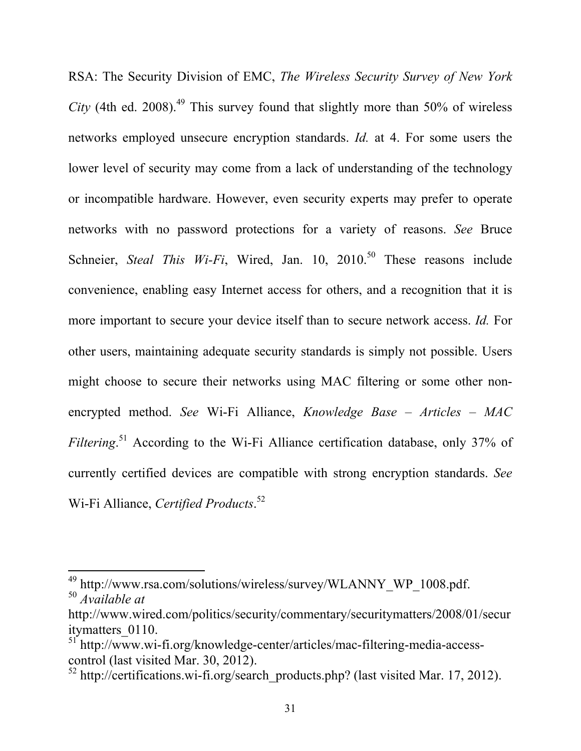RSA: The Security Division of EMC, *The Wireless Security Survey of New York City* (4th ed. 2008).[49] This survey found that slightly more than 50% of wireless networks employed unsecure encryption standards. *Id.* at 4. For some users the lower level of security may come from a lack of understanding of the technology or incompatible hardware. However, even security experts may prefer to operate networks with no password protections for a variety of reasons. *See* Bruce Schneier, *Steal This Wi-Fi*, Wired, Jan. 10, 2010.[50] These reasons include convenience, enabling easy Internet access for others, and a recognition that it is more important to secure your device itself than to secure network access. *Id.* For other users, maintaining adequate security standards is simply not possible. Users might choose to secure their networks using MAC filtering or some other non-encrypted method. *See* Wi-Fi Alliance, *Knowledge Base – Articles – MAC Filtering*.[51] According to the Wi-Fi Alliance certification database, only 37% of currently certified devices are compatible with strong encryption standards. *See* Wi-Fi Alliance, *Certified Products*.[52]

---

[49] http://www.rsa.com/solutions/wireless/survey/WLANNY_WP_1008.pdf.

[50] *Available at* http://www.wired.com/politics/security/commentary/securitymatters/2008/01/securitymatters_0110.

[51] http://www.wi-fi.org/knowledge-center/articles/mac-filtering-media-access-control (last visited Mar. 30, 2012).

[52] http://certifications.wi-fi.org/search_products.php? (last visited Mar. 17, 2012).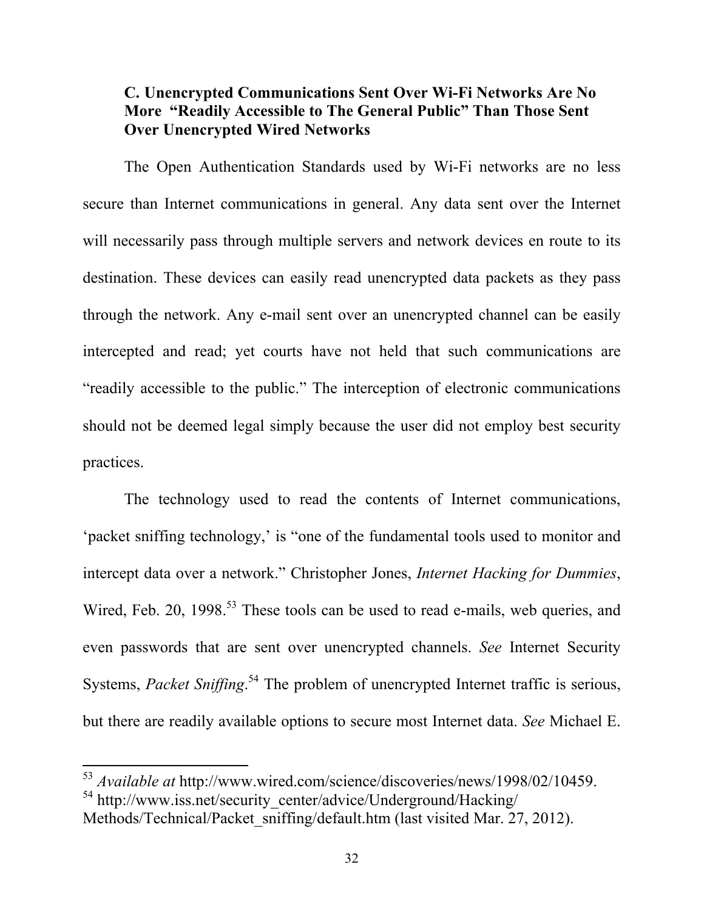### C. Unencrypted Communications Sent Over Wi-Fi Networks Are No More "Readily Accessible to The General Public" Than Those Sent Over Unencrypted Wired Networks

The Open Authentication Standards used by Wi-Fi networks are no less secure than Internet communications in general. Any data sent over the Internet will necessarily pass through multiple servers and network devices en route to its destination. These devices can easily read unencrypted data packets as they pass through the network. Any e-mail sent over an unencrypted channel can be easily intercepted and read; yet courts have not held that such communications are "readily accessible to the public." The interception of electronic communications should not be deemed legal simply because the user did not employ best security practices.

The technology used to read the contents of Internet communications, 'packet sniffing technology,' is "one of the fundamental tools used to monitor and intercept data over a network." Christopher Jones, *Internet Hacking for Dummies*, Wired, Feb. 20, 1998.[53] These tools can be used to read e-mails, web queries, and even passwords that are sent over unencrypted channels. *See* Internet Security Systems, *Packet Sniffing*.[54] The problem of unencrypted Internet traffic is serious, but there are readily available options to secure most Internet data. *See* Michael E.

---

[53] *Available at* http://www.wired.com/science/discoveries/news/1998/02/10459.

[54] http://www.iss.net/security_center/advice/Underground/Hacking/Methods/Technical/Packet_sniffing/default.htm (last visited Mar. 27, 2012).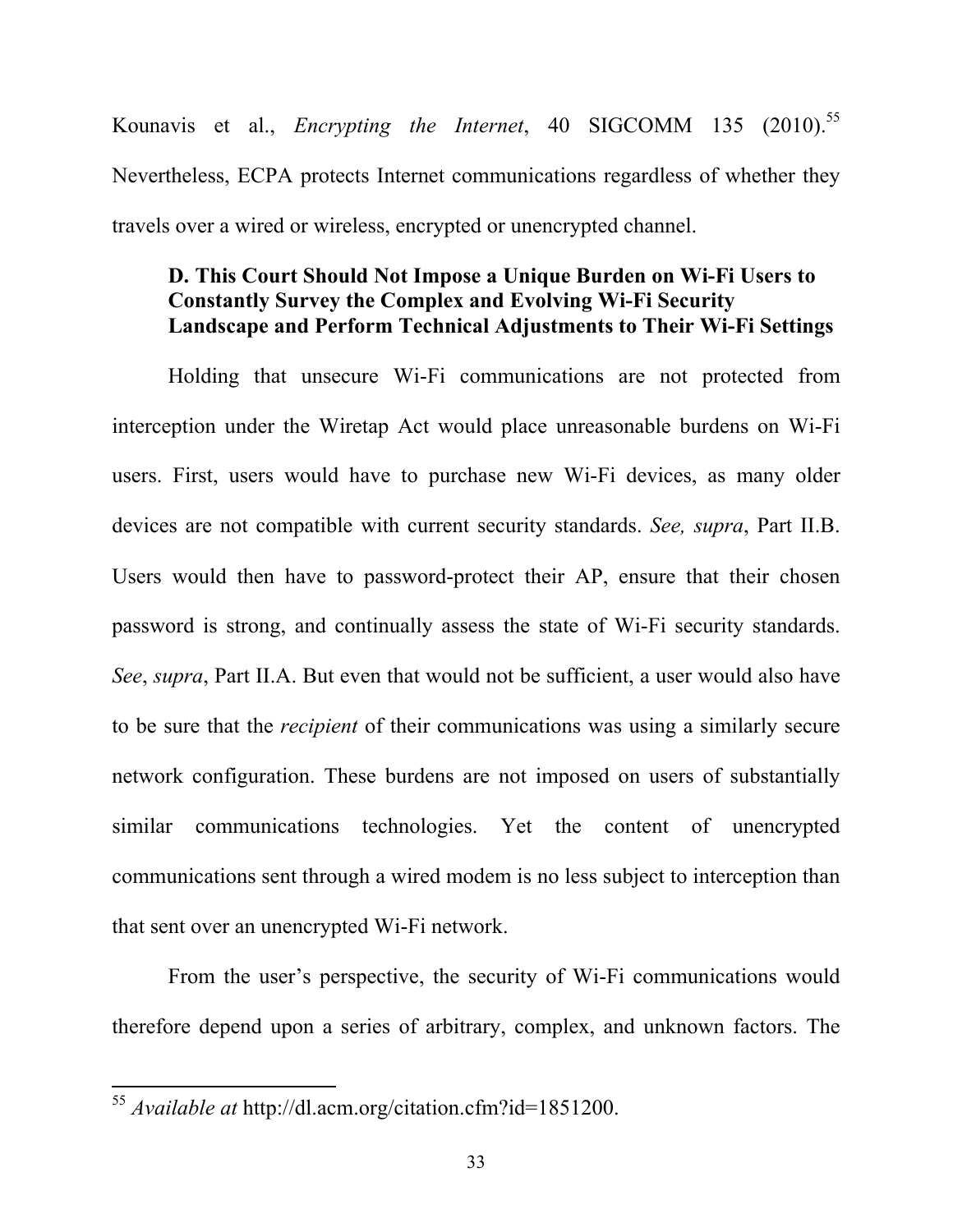Kounavis et al., *Encrypting the Internet*, 40 SIGCOMM 135 (2010).[55] Nevertheless, ECPA protects Internet communications regardless of whether they travels over a wired or wireless, encrypted or unencrypted channel.

### D. This Court Should Not Impose a Unique Burden on Wi-Fi Users to Constantly Survey the Complex and Evolving Wi-Fi Security Landscape and Perform Technical Adjustments to Their Wi-Fi Settings

Holding that unsecure Wi-Fi communications are not protected from interception under the Wiretap Act would place unreasonable burdens on Wi-Fi users. First, users would have to purchase new Wi-Fi devices, as many older devices are not compatible with current security standards. *See, supra*, Part II.B. Users would then have to password-protect their AP, ensure that their chosen password is strong, and continually assess the state of Wi-Fi security standards. *See*, *supra*, Part II.A. But even that would not be sufficient, a user would also have to be sure that the *recipient* of their communications was using a similarly secure network configuration. These burdens are not imposed on users of substantially similar communications technologies. Yet the content of unencrypted communications sent through a wired modem is no less subject to interception than that sent over an unencrypted Wi-Fi network.

From the user's perspective, the security of Wi-Fi communications would therefore depend upon a series of arbitrary, complex, and unknown factors. The

[55] *Available at* http://dl.acm.org/citation.cfm?id=1851200.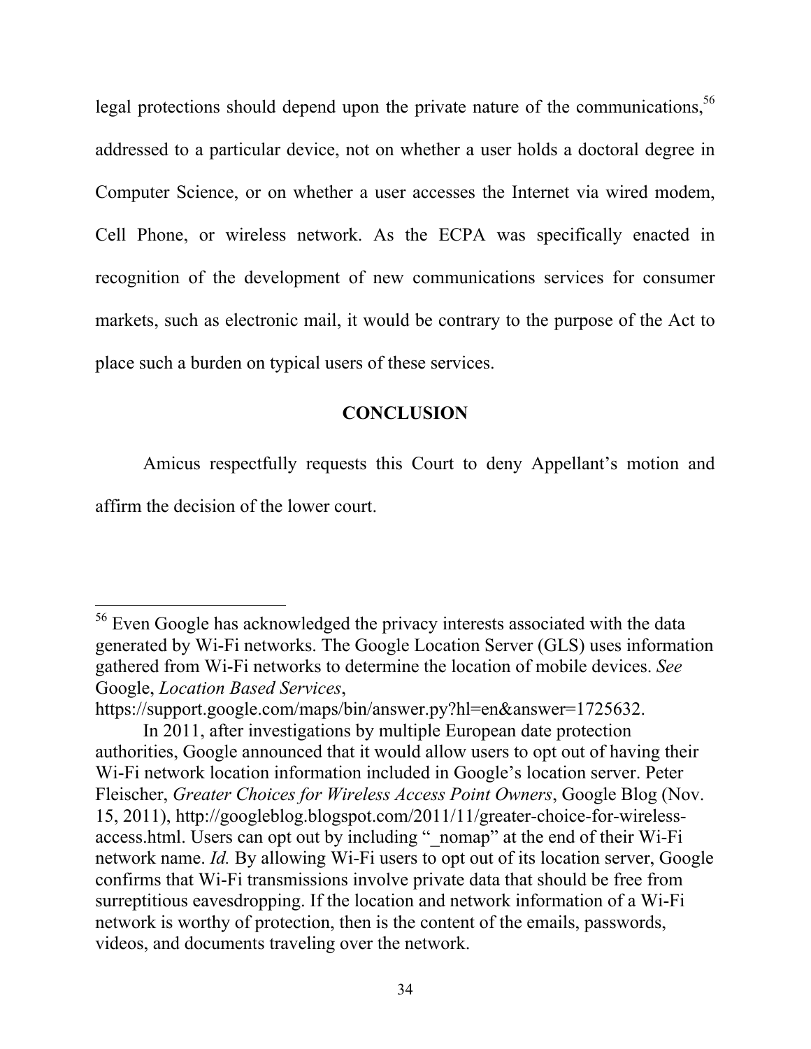legal protections should depend upon the private nature of the communications,[56] addressed to a particular device, not on whether a user holds a doctoral degree in Computer Science, or on whether a user accesses the Internet via wired modem, Cell Phone, or wireless network. As the ECPA was specifically enacted in recognition of the development of new communications services for consumer markets, such as electronic mail, it would be contrary to the purpose of the Act to place such a burden on typical users of these services.

## CONCLUSION

Amicus respectfully requests this Court to deny Appellant's motion and affirm the decision of the lower court.

---

[56] Even Google has acknowledged the privacy interests associated with the data generated by Wi-Fi networks. The Google Location Server (GLS) uses information gathered from Wi-Fi networks to determine the location of mobile devices. *See* Google, *Location Based Services*, https://support.google.com/maps/bin/answer.py?hl=en&answer=1725632.

In 2011, after investigations by multiple European date protection authorities, Google announced that it would allow users to opt out of having their Wi-Fi network location information included in Google's location server. Peter Fleischer, *Greater Choices for Wireless Access Point Owners*, Google Blog (Nov. 15, 2011), http://googleblog.blogspot.com/2011/11/greater-choice-for-wireless-access.html. Users can opt out by including "_nomap" at the end of their Wi-Fi network name. *Id.* By allowing Wi-Fi users to opt out of its location server, Google confirms that Wi-Fi transmissions involve private data that should be free from surreptitious eavesdropping. If the location and network information of a Wi-Fi network is worthy of protection, then is the content of the emails, passwords, videos, and documents traveling over the network.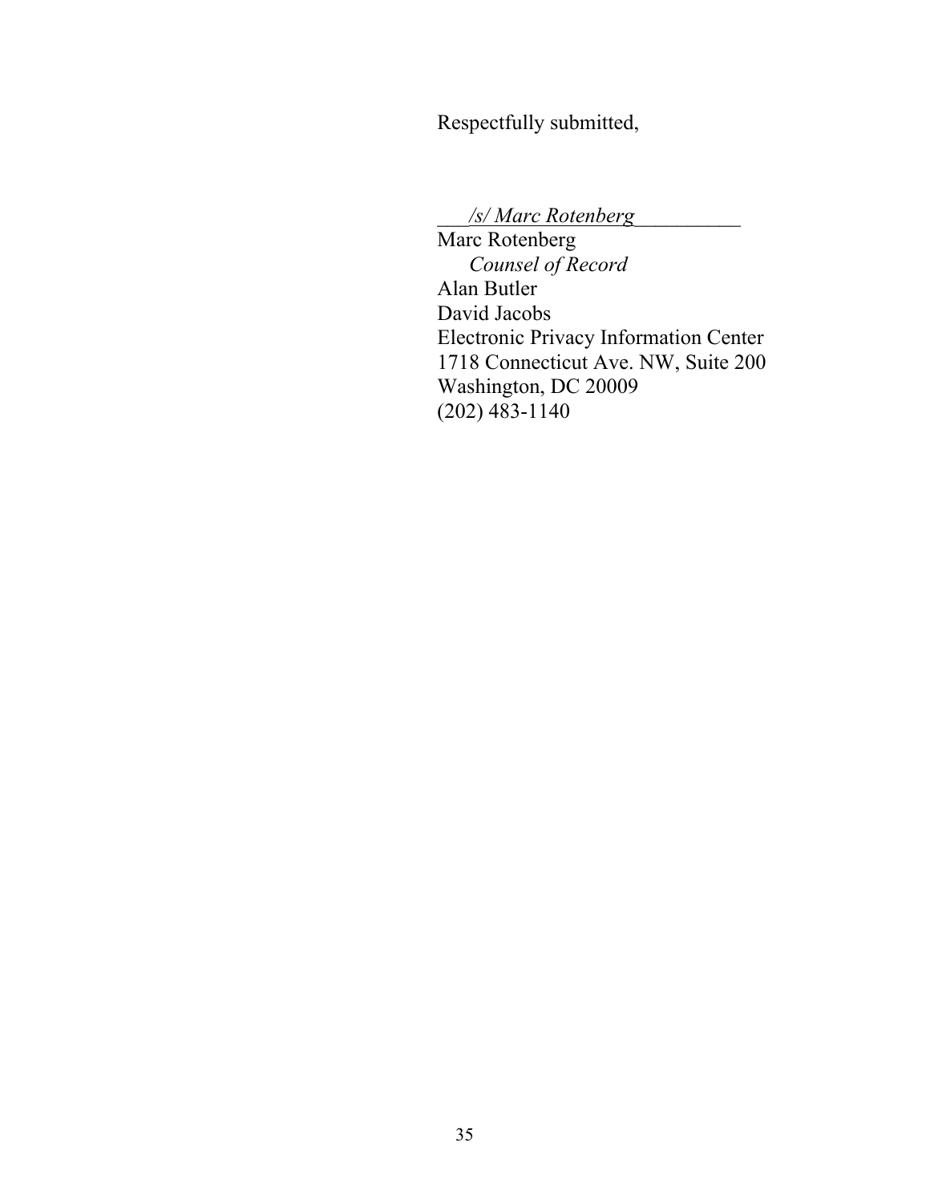Respectfully submitted,

___*/s/ Marc Rotenberg*__________
Marc Rotenberg
  *Counsel of Record*
Alan Butler
David Jacobs
Electronic Privacy Information Center
1718 Connecticut Ave. NW, Suite 200
Washington, DC 20009
(202) 483-1140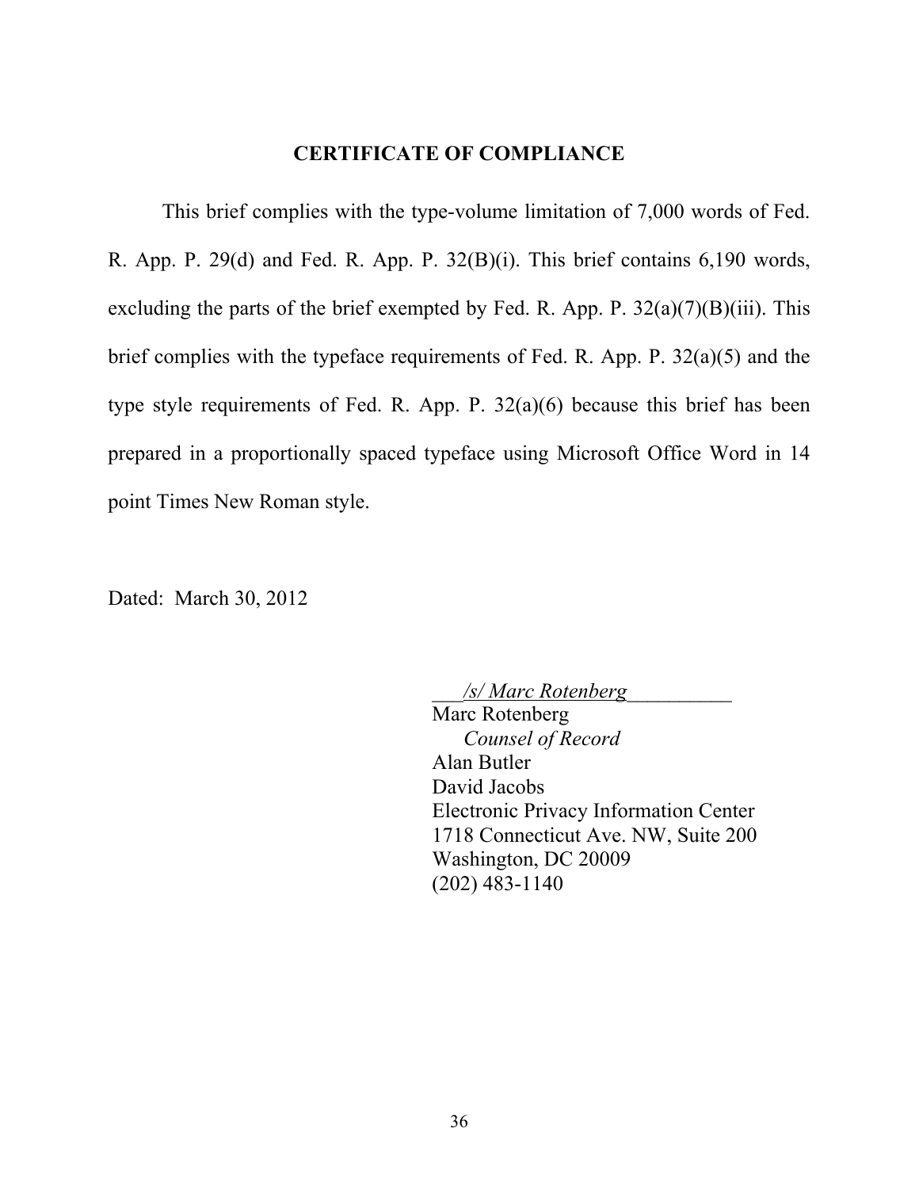## CERTIFICATE OF COMPLIANCE

This brief complies with the type-volume limitation of 7,000 words of Fed. R. App. P. 29(d) and Fed. R. App. P. 32(B)(i). This brief contains 6,190 words, excluding the parts of the brief exempted by Fed. R. App. P. 32(a)(7)(B)(iii). This brief complies with the typeface requirements of Fed. R. App. P. 32(a)(5) and the type style requirements of Fed. R. App. P. 32(a)(6) because this brief has been prepared in a proportionally spaced typeface using Microsoft Office Word in 14 point Times New Roman style.

Dated: March 30, 2012

*/s/ Marc Rotenberg*
Marc Rotenberg
*Counsel of Record*
Alan Butler
David Jacobs
Electronic Privacy Information Center
1718 Connecticut Ave. NW, Suite 200
Washington, DC 20009
(202) 483-1140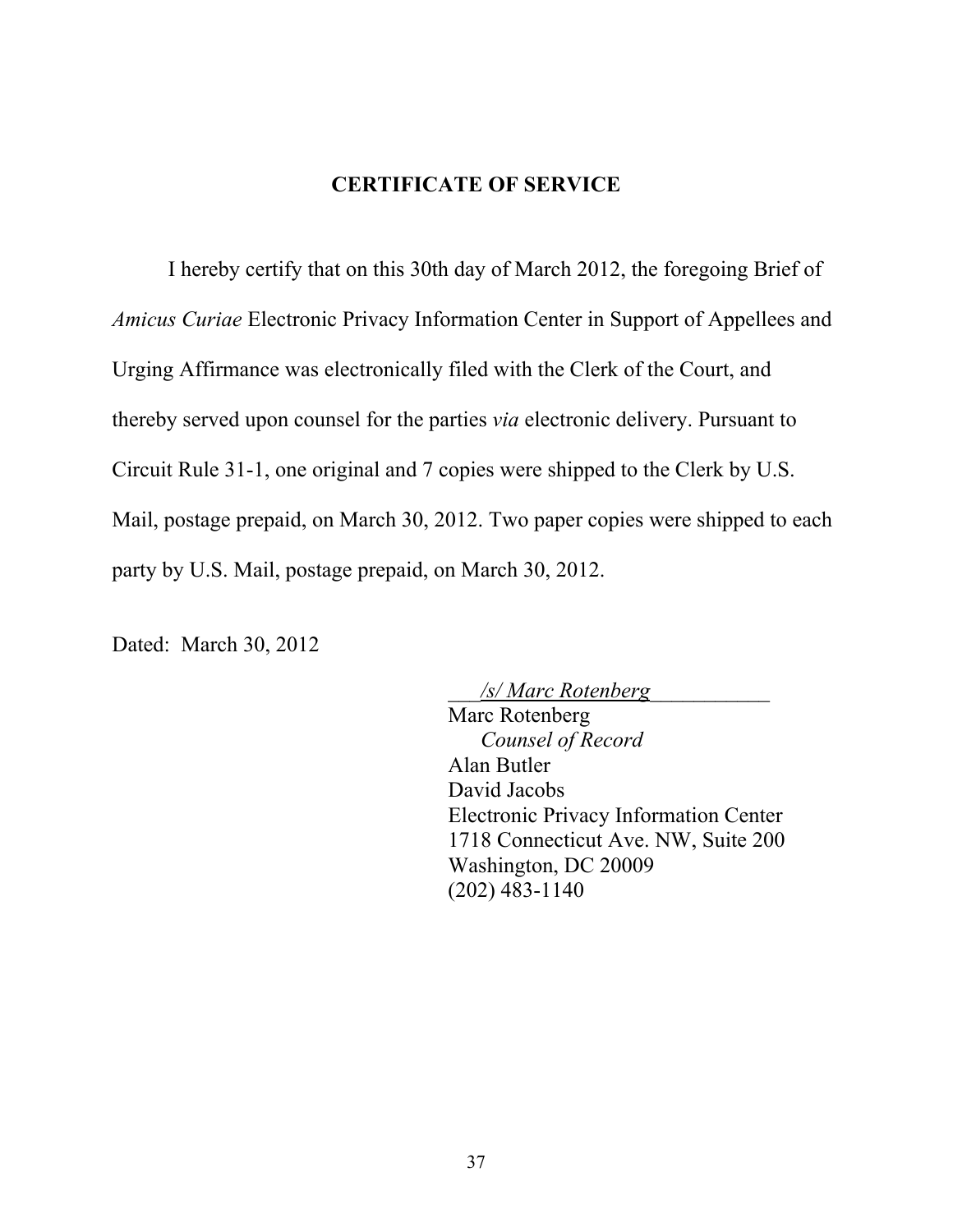## CERTIFICATE OF SERVICE

I hereby certify that on this 30th day of March 2012, the foregoing Brief of *Amicus Curiae* Electronic Privacy Information Center in Support of Appellees and Urging Affirmance was electronically filed with the Clerk of the Court, and thereby served upon counsel for the parties *via* electronic delivery. Pursuant to Circuit Rule 31-1, one original and 7 copies were shipped to the Clerk by U.S. Mail, postage prepaid, on March 30, 2012. Two paper copies were shipped to each party by U.S. Mail, postage prepaid, on March 30, 2012.

Dated: March 30, 2012

*/s/ Marc Rotenberg*
Marc Rotenberg
*Counsel of Record*
Alan Butler
David Jacobs
Electronic Privacy Information Center
1718 Connecticut Ave. NW, Suite 200
Washington, DC 20009
(202) 483-1140